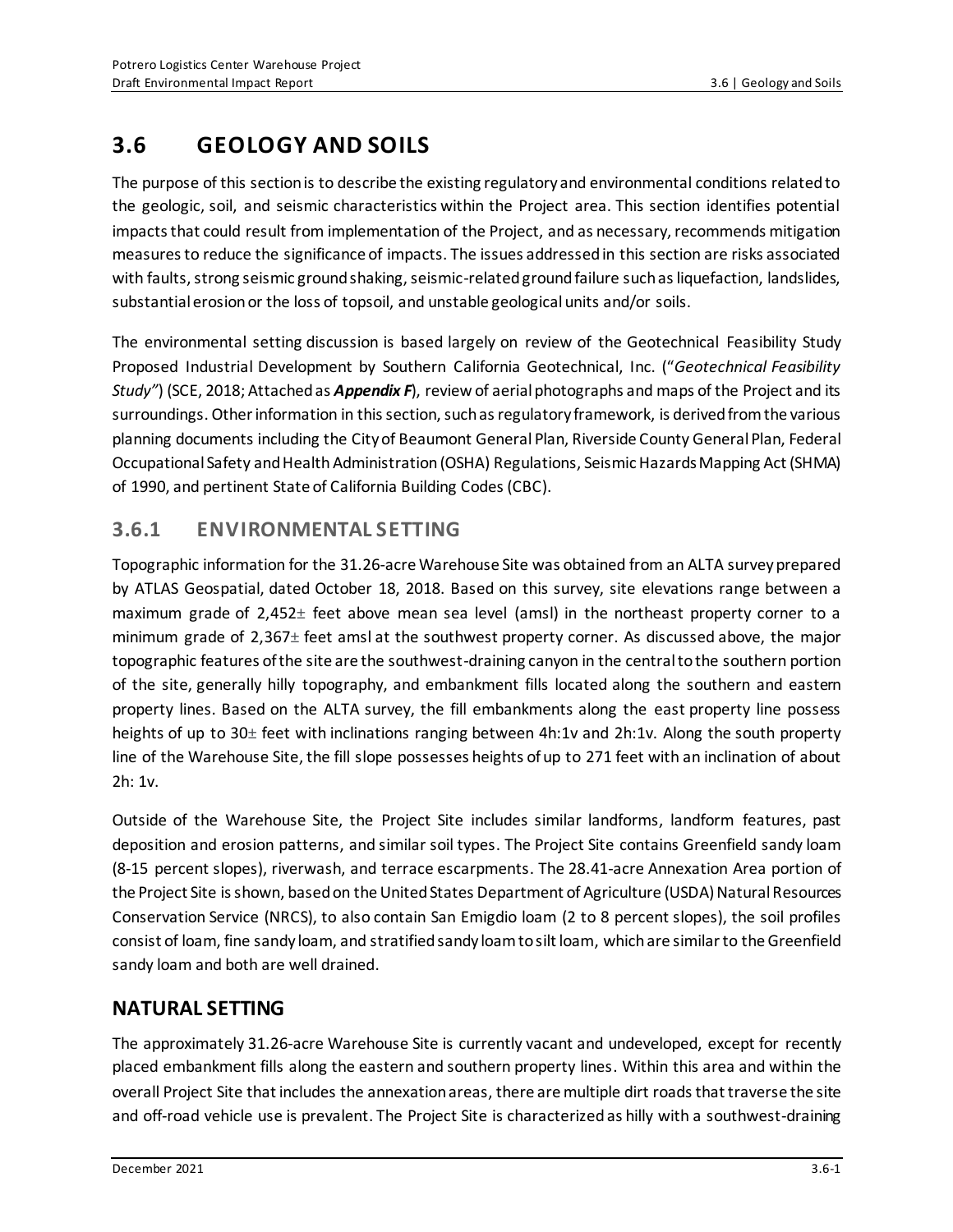# 3.6 GEOLOGY AND SOILS

The purpose of this section is to describe the existing regulatory and environmental conditions related to the geologic, soil, and seismic characteristics within the Project area. This section identifies potential impacts that could result from implementation of the Project, and as necessary, recommends mitigation measures to reduce the significance of impacts. The issues addressed in this section are risks associated with faults, strong seismic ground shaking, seismic-related ground failure such as liquefaction, landslides, substantial erosion or the loss of topsoil, and unstable geological units and/or soils.

The environmental setting discussion is based largely on review of the Geotechnical Feasibility Study Proposed Industrial Development by Southern California Geotechnical, Inc. ("*Geotechnical Feasibility Study"*) (SCE, 2018; Attached as ***Appendix F***), review of aerial photographs and maps of the Project and its surroundings. Other information in this section, such as regulatory framework, is derived from the various planning documents including the City of Beaumont General Plan, Riverside County General Plan, Federal Occupational Safety and Health Administration (OSHA) Regulations, Seismic Hazards Mapping Act (SHMA) of 1990, and pertinent State of California Building Codes (CBC).

## 3.6.1 ENVIRONMENTAL SETTING

Topographic information for the 31.26-acre Warehouse Site was obtained from an ALTA survey prepared by ATLAS Geospatial, dated October 18, 2018. Based on this survey, site elevations range between a maximum grade of 2,452± feet above mean sea level (amsl) in the northeast property corner to a minimum grade of 2,367± feet amsl at the southwest property corner. As discussed above, the major topographic features of the site are the southwest-draining canyon in the central to the southern portion of the site, generally hilly topography, and embankment fills located along the southern and eastern property lines. Based on the ALTA survey, the fill embankments along the east property line possess heights of up to 30± feet with inclinations ranging between 4h:1v and 2h:1v. Along the south property line of the Warehouse Site, the fill slope possesses heights of up to 271 feet with an inclination of about 2h: 1v.

Outside of the Warehouse Site, the Project Site includes similar landforms, landform features, past deposition and erosion patterns, and similar soil types. The Project Site contains Greenfield sandy loam (8-15 percent slopes), riverwash, and terrace escarpments. The 28.41-acre Annexation Area portion of the Project Site is shown, based on the United States Department of Agriculture (USDA) Natural Resources Conservation Service (NRCS), to also contain San Emigdio loam (2 to 8 percent slopes), the soil profiles consist of loam, fine sandy loam, and stratified sandy loam to silt loam, which are similar to the Greenfield sandy loam and both are well drained.

## NATURAL SETTING

The approximately 31.26-acre Warehouse Site is currently vacant and undeveloped, except for recently placed embankment fills along the eastern and southern property lines. Within this area and within the overall Project Site that includes the annexation areas, there are multiple dirt roads that traverse the site and off-road vehicle use is prevalent. The Project Site is characterized as hilly with a southwest-draining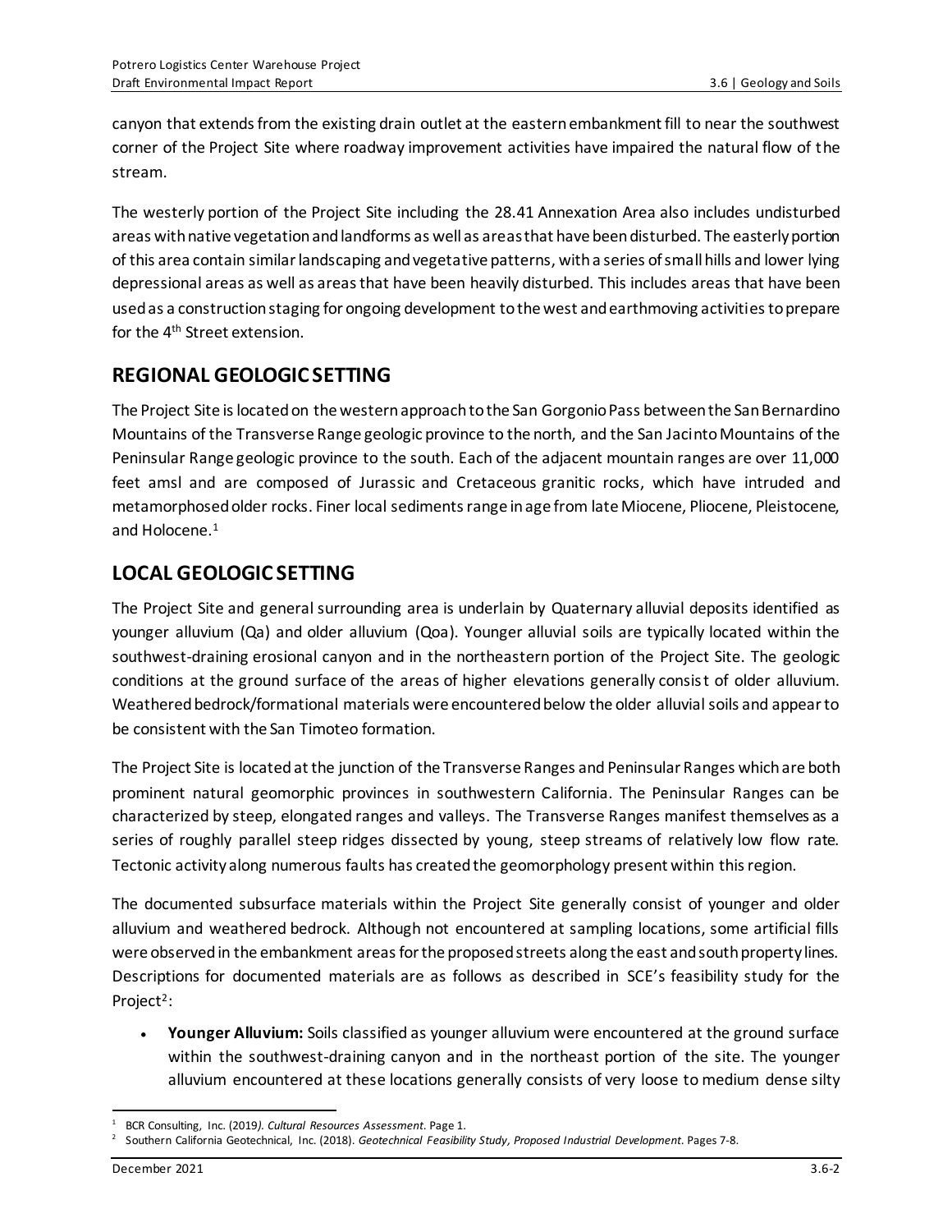canyon that extends from the existing drain outlet at the eastern embankment fill to near the southwest corner of the Project Site where roadway improvement activities have impaired the natural flow of the stream.

The westerly portion of the Project Site including the 28.41 Annexation Area also includes undisturbed areas with native vegetation and landforms as well as areas that have been disturbed. The easterly portion of this area contain similar landscaping and vegetative patterns, with a series of small hills and lower lying depressional areas as well as areas that have been heavily disturbed. This includes areas that have been used as a construction staging for ongoing development to the west and earthmoving activities to prepare for the 4th Street extension.

## REGIONAL GEOLOGIC SETTING

The Project Site is located on the western approach to the San Gorgonio Pass between the San Bernardino Mountains of the Transverse Range geologic province to the north, and the San Jacinto Mountains of the Peninsular Range geologic province to the south. Each of the adjacent mountain ranges are over 11,000 feet amsl and are composed of Jurassic and Cretaceous granitic rocks, which have intruded and metamorphosed older rocks. Finer local sediments range in age from late Miocene, Pliocene, Pleistocene, and Holocene.[1]

## LOCAL GEOLOGIC SETTING

The Project Site and general surrounding area is underlain by Quaternary alluvial deposits identified as younger alluvium (Qa) and older alluvium (Qoa). Younger alluvial soils are typically located within the southwest-draining erosional canyon and in the northeastern portion of the Project Site. The geologic conditions at the ground surface of the areas of higher elevations generally consist of older alluvium. Weathered bedrock/formational materials were encountered below the older alluvial soils and appear to be consistent with the San Timoteo formation.

The Project Site is located at the junction of the Transverse Ranges and Peninsular Ranges which are both prominent natural geomorphic provinces in southwestern California. The Peninsular Ranges can be characterized by steep, elongated ranges and valleys. The Transverse Ranges manifest themselves as a series of roughly parallel steep ridges dissected by young, steep streams of relatively low flow rate. Tectonic activity along numerous faults has created the geomorphology present within this region.

The documented subsurface materials within the Project Site generally consist of younger and older alluvium and weathered bedrock. Although not encountered at sampling locations, some artificial fills were observed in the embankment areas for the proposed streets along the east and south property lines. Descriptions for documented materials are as follows as described in SCE's feasibility study for the Project[2]:

- **Younger Alluvium:** Soils classified as younger alluvium were encountered at the ground surface within the southwest-draining canyon and in the northeast portion of the site. The younger alluvium encountered at these locations generally consists of very loose to medium dense silty

---

[1] BCR Consulting, Inc. (2019). *Cultural Resources Assessment*. Page 1.

[2] Southern California Geotechnical, Inc. (2018). *Geotechnical Feasibility Study, Proposed Industrial Development*. Pages 7-8.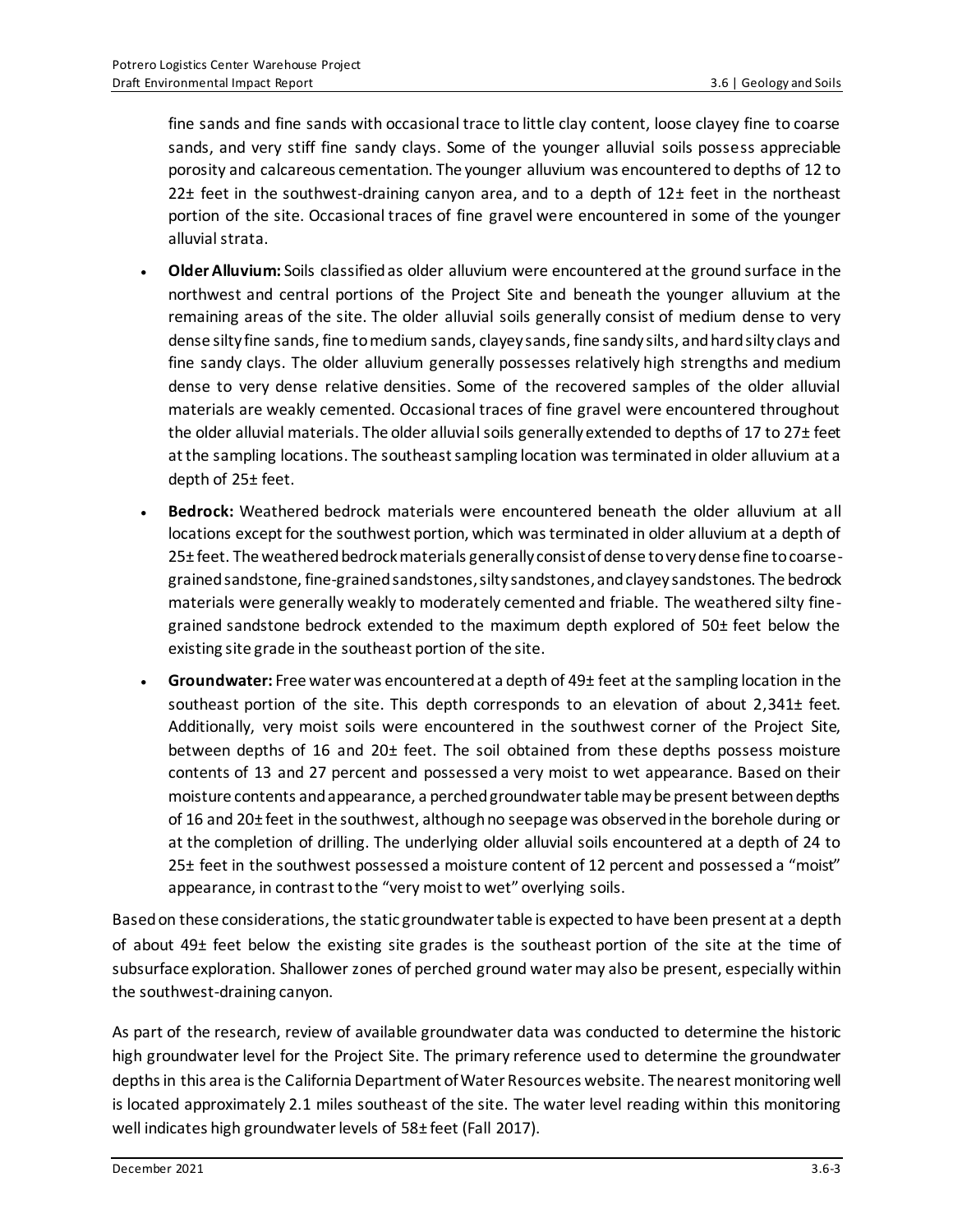fine sands and fine sands with occasional trace to little clay content, loose clayey fine to coarse sands, and very stiff fine sandy clays. Some of the younger alluvial soils possess appreciable porosity and calcareous cementation. The younger alluvium was encountered to depths of 12 to 22± feet in the southwest-draining canyon area, and to a depth of 12± feet in the northeast portion of the site. Occasional traces of fine gravel were encountered in some of the younger alluvial strata.

- **Older Alluvium:** Soils classified as older alluvium were encountered at the ground surface in the northwest and central portions of the Project Site and beneath the younger alluvium at the remaining areas of the site. The older alluvial soils generally consist of medium dense to very dense silty fine sands, fine to medium sands, clayey sands, fine sandy silts, and hard silty clays and fine sandy clays. The older alluvium generally possesses relatively high strengths and medium dense to very dense relative densities. Some of the recovered samples of the older alluvial materials are weakly cemented. Occasional traces of fine gravel were encountered throughout the older alluvial materials. The older alluvial soils generally extended to depths of 17 to 27± feet at the sampling locations. The southeast sampling location was terminated in older alluvium at a depth of 25± feet.
- **Bedrock:** Weathered bedrock materials were encountered beneath the older alluvium at all locations except for the southwest portion, which was terminated in older alluvium at a depth of 25± feet. The weathered bedrock materials generally consist of dense to very dense fine to coarse-grained sandstone, fine-grained sandstones, silty sandstones, and clayey sandstones. The bedrock materials were generally weakly to moderately cemented and friable. The weathered silty fine-grained sandstone bedrock extended to the maximum depth explored of 50± feet below the existing site grade in the southeast portion of the site.
- **Groundwater:** Free water was encountered at a depth of 49± feet at the sampling location in the southeast portion of the site. This depth corresponds to an elevation of about 2,341± feet. Additionally, very moist soils were encountered in the southwest corner of the Project Site, between depths of 16 and 20± feet. The soil obtained from these depths possess moisture contents of 13 and 27 percent and possessed a very moist to wet appearance. Based on their moisture contents and appearance, a perched groundwater table may be present between depths of 16 and 20± feet in the southwest, although no seepage was observed in the borehole during or at the completion of drilling. The underlying older alluvial soils encountered at a depth of 24 to 25± feet in the southwest possessed a moisture content of 12 percent and possessed a "moist" appearance, in contrast to the "very moist to wet" overlying soils.

Based on these considerations, the static groundwater table is expected to have been present at a depth of about 49± feet below the existing site grades is the southeast portion of the site at the time of subsurface exploration. Shallower zones of perched ground water may also be present, especially within the southwest-draining canyon.

As part of the research, review of available groundwater data was conducted to determine the historic high groundwater level for the Project Site. The primary reference used to determine the groundwater depths in this area is the California Department of Water Resources website. The nearest monitoring well is located approximately 2.1 miles southeast of the site. The water level reading within this monitoring well indicates high groundwater levels of 58± feet (Fall 2017).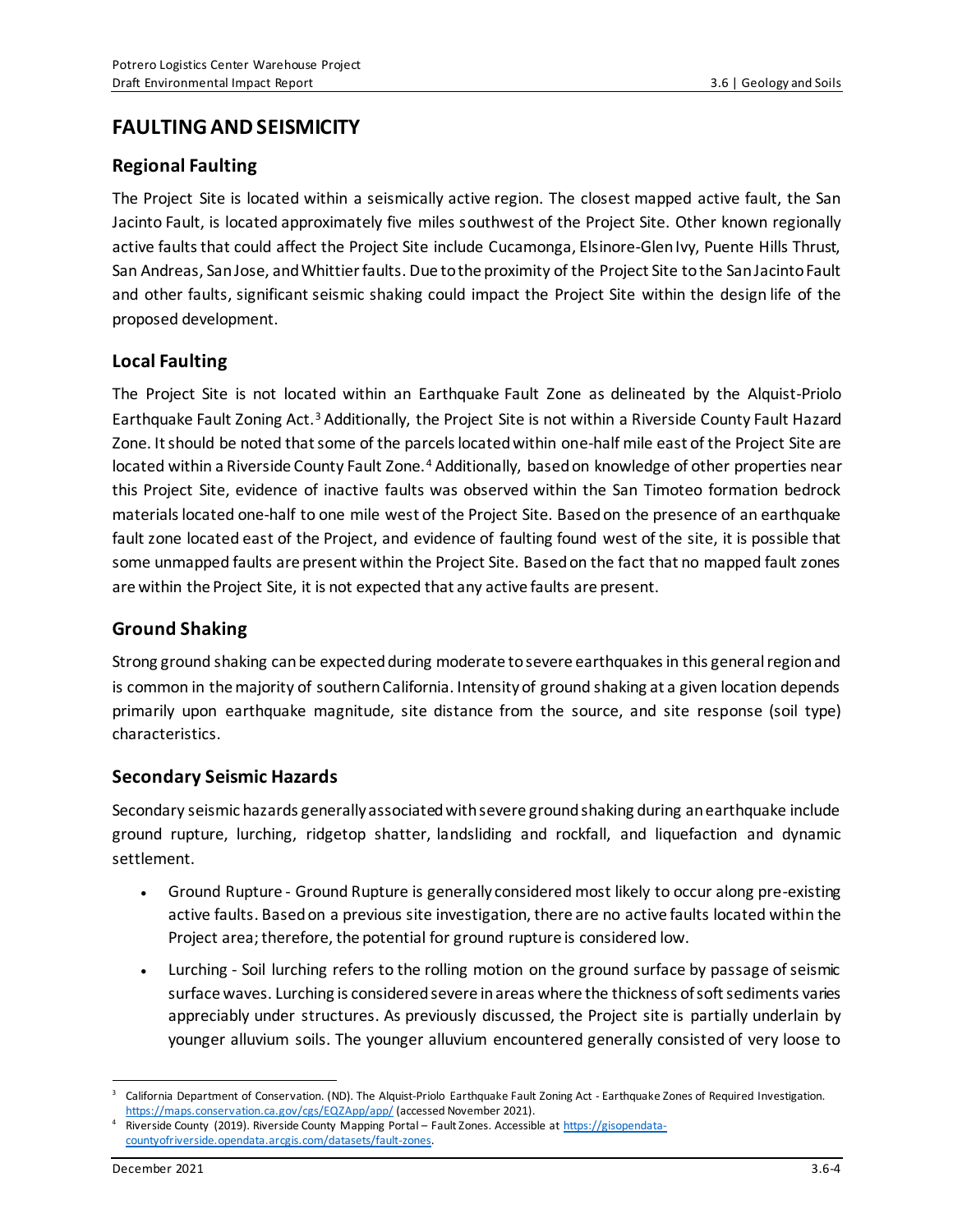## FAULTING AND SEISMICITY

### Regional Faulting

The Project Site is located within a seismically active region. The closest mapped active fault, the San Jacinto Fault, is located approximately five miles southwest of the Project Site. Other known regionally active faults that could affect the Project Site include Cucamonga, Elsinore-Glen Ivy, Puente Hills Thrust, San Andreas, San Jose, and Whittier faults. Due to the proximity of the Project Site to the San Jacinto Fault and other faults, significant seismic shaking could impact the Project Site within the design life of the proposed development.

### Local Faulting

The Project Site is not located within an Earthquake Fault Zone as delineated by the Alquist-Priolo Earthquake Fault Zoning Act.[3] Additionally, the Project Site is not within a Riverside County Fault Hazard Zone. It should be noted that some of the parcels located within one-half mile east of the Project Site are located within a Riverside County Fault Zone.[4] Additionally, based on knowledge of other properties near this Project Site, evidence of inactive faults was observed within the San Timoteo formation bedrock materials located one-half to one mile west of the Project Site. Based on the presence of an earthquake fault zone located east of the Project, and evidence of faulting found west of the site, it is possible that some unmapped faults are present within the Project Site. Based on the fact that no mapped fault zones are within the Project Site, it is not expected that any active faults are present.

### Ground Shaking

Strong ground shaking can be expected during moderate to severe earthquakes in this general region and is common in the majority of southern California. Intensity of ground shaking at a given location depends primarily upon earthquake magnitude, site distance from the source, and site response (soil type) characteristics.

### Secondary Seismic Hazards

Secondary seismic hazards generally associated with severe ground shaking during an earthquake include ground rupture, lurching, ridgetop shatter, landsliding and rockfall, and liquefaction and dynamic settlement.

- Ground Rupture - Ground Rupture is generally considered most likely to occur along pre-existing active faults. Based on a previous site investigation, there are no active faults located within the Project area; therefore, the potential for ground rupture is considered low.
- Lurching - Soil lurching refers to the rolling motion on the ground surface by passage of seismic surface waves. Lurching is considered severe in areas where the thickness of soft sediments varies appreciably under structures. As previously discussed, the Project site is partially underlain by younger alluvium soils. The younger alluvium encountered generally consisted of very loose to

---

[3] California Department of Conservation. (ND). The Alquist-Priolo Earthquake Fault Zoning Act - Earthquake Zones of Required Investigation. https://maps.conservation.ca.gov/cgs/EQZApp/app/ (accessed November 2021).

[4] Riverside County (2019). Riverside County Mapping Portal – Fault Zones. Accessible at https://gisopendata-countyofriverside.opendata.arcgis.com/datasets/fault-zones.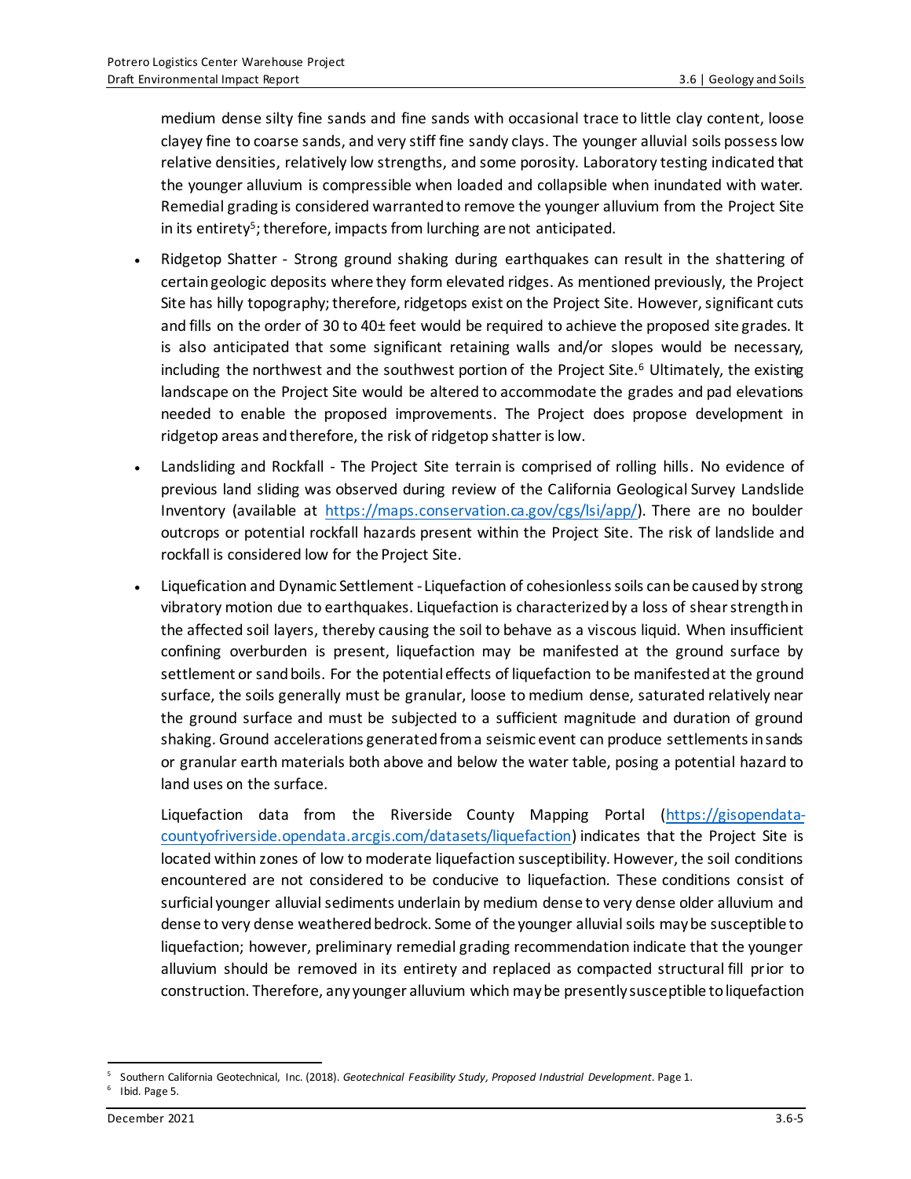medium dense silty fine sands and fine sands with occasional trace to little clay content, loose clayey fine to coarse sands, and very stiff fine sandy clays. The younger alluvial soils possess low relative densities, relatively low strengths, and some porosity. Laboratory testing indicated that the younger alluvium is compressible when loaded and collapsible when inundated with water. Remedial grading is considered warranted to remove the younger alluvium from the Project Site in its entirety[5]; therefore, impacts from lurching are not anticipated.

- Ridgetop Shatter - Strong ground shaking during earthquakes can result in the shattering of certain geologic deposits where they form elevated ridges. As mentioned previously, the Project Site has hilly topography; therefore, ridgetops exist on the Project Site. However, significant cuts and fills on the order of 30 to 40± feet would be required to achieve the proposed site grades. It is also anticipated that some significant retaining walls and/or slopes would be necessary, including the northwest and the southwest portion of the Project Site.[6] Ultimately, the existing landscape on the Project Site would be altered to accommodate the grades and pad elevations needed to enable the proposed improvements. The Project does propose development in ridgetop areas and therefore, the risk of ridgetop shatter is low.
- Landsliding and Rockfall - The Project Site terrain is comprised of rolling hills. No evidence of previous land sliding was observed during review of the California Geological Survey Landslide Inventory (available at https://maps.conservation.ca.gov/cgs/lsi/app/). There are no boulder outcrops or potential rockfall hazards present within the Project Site. The risk of landslide and rockfall is considered low for the Project Site.
- Liquefication and Dynamic Settlement - Liquefaction of cohesionless soils can be caused by strong vibratory motion due to earthquakes. Liquefaction is characterized by a loss of shear strength in the affected soil layers, thereby causing the soil to behave as a viscous liquid. When insufficient confining overburden is present, liquefaction may be manifested at the ground surface by settlement or sand boils. For the potential effects of liquefaction to be manifested at the ground surface, the soils generally must be granular, loose to medium dense, saturated relatively near the ground surface and must be subjected to a sufficient magnitude and duration of ground shaking. Ground accelerations generated from a seismic event can produce settlements in sands or granular earth materials both above and below the water table, posing a potential hazard to land uses on the surface.

  Liquefaction data from the Riverside County Mapping Portal (https://gisopendata-countyofriverside.opendata.arcgis.com/datasets/liquefaction) indicates that the Project Site is located within zones of low to moderate liquefaction susceptibility. However, the soil conditions encountered are not considered to be conducive to liquefaction. These conditions consist of surficial younger alluvial sediments underlain by medium dense to very dense older alluvium and dense to very dense weathered bedrock. Some of the younger alluvial soils may be susceptible to liquefaction; however, preliminary remedial grading recommendation indicate that the younger alluvium should be removed in its entirety and replaced as compacted structural fill prior to construction. Therefore, any younger alluvium which may be presently susceptible to liquefaction

---

[5] Southern California Geotechnical, Inc. (2018). *Geotechnical Feasibility Study, Proposed Industrial Development*. Page 1.

[6] Ibid. Page 5.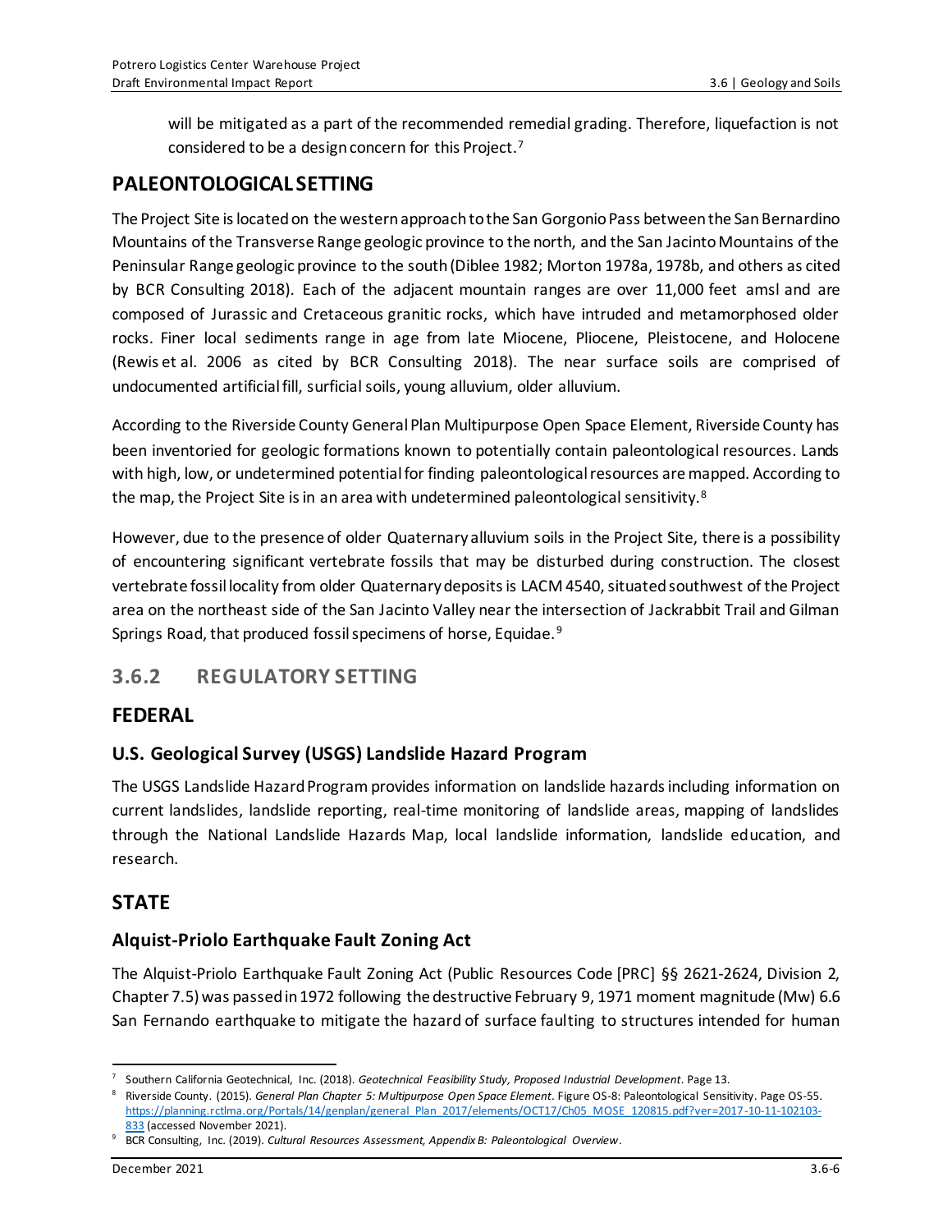will be mitigated as a part of the recommended remedial grading. Therefore, liquefaction is not considered to be a design concern for this Project.[7]

## PALEONTOLOGICAL SETTING

The Project Site is located on the western approach to the San Gorgonio Pass between the San Bernardino Mountains of the Transverse Range geologic province to the north, and the San Jacinto Mountains of the Peninsular Range geologic province to the south (Diblee 1982; Morton 1978a, 1978b, and others as cited by BCR Consulting 2018). Each of the adjacent mountain ranges are over 11,000 feet amsl and are composed of Jurassic and Cretaceous granitic rocks, which have intruded and metamorphosed older rocks. Finer local sediments range in age from late Miocene, Pliocene, Pleistocene, and Holocene (Rewis et al. 2006 as cited by BCR Consulting 2018). The near surface soils are comprised of undocumented artificial fill, surficial soils, young alluvium, older alluvium.

According to the Riverside County General Plan Multipurpose Open Space Element, Riverside County has been inventoried for geologic formations known to potentially contain paleontological resources. Lands with high, low, or undetermined potential for finding paleontological resources are mapped. According to the map, the Project Site is in an area with undetermined paleontological sensitivity.[8]

However, due to the presence of older Quaternary alluvium soils in the Project Site, there is a possibility of encountering significant vertebrate fossils that may be disturbed during construction. The closest vertebrate fossil locality from older Quaternary deposits is LACM 4540, situated southwest of the Project area on the northeast side of the San Jacinto Valley near the intersection of Jackrabbit Trail and Gilman Springs Road, that produced fossil specimens of horse, Equidae.[9]

## 3.6.2 REGULATORY SETTING

## FEDERAL

### U.S. Geological Survey (USGS) Landslide Hazard Program

The USGS Landslide Hazard Program provides information on landslide hazards including information on current landslides, landslide reporting, real-time monitoring of landslide areas, mapping of landslides through the National Landslide Hazards Map, local landslide information, landslide education, and research.

## STATE

### Alquist-Priolo Earthquake Fault Zoning Act

The Alquist-Priolo Earthquake Fault Zoning Act (Public Resources Code [PRC] §§ 2621-2624, Division 2, Chapter 7.5) was passed in 1972 following the destructive February 9, 1971 moment magnitude (Mw) 6.6 San Fernando earthquake to mitigate the hazard of surface faulting to structures intended for human

---

[7] Southern California Geotechnical, Inc. (2018). *Geotechnical Feasibility Study, Proposed Industrial Development*. Page 13.

[8] Riverside County. (2015). *General Plan Chapter 5: Multipurpose Open Space Element*. Figure OS-8: Paleontological Sensitivity. Page OS-55. https://planning.rctlma.org/Portals/14/genplan/general_Plan_2017/elements/OCT17/Ch05_MOSE_120815.pdf?ver=2017-10-11-102103-833 (accessed November 2021).

[9] BCR Consulting, Inc. (2019). *Cultural Resources Assessment, Appendix B: Paleontological Overview*.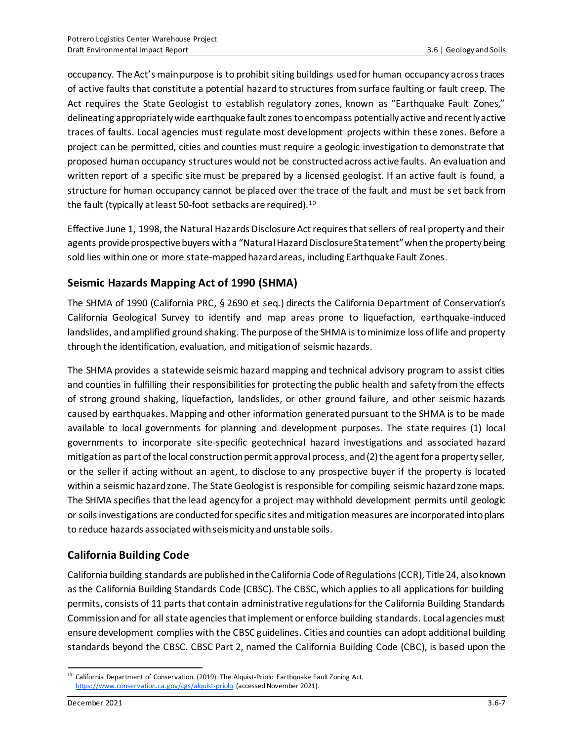occupancy. The Act's main purpose is to prohibit siting buildings used for human occupancy across traces of active faults that constitute a potential hazard to structures from surface faulting or fault creep. The Act requires the State Geologist to establish regulatory zones, known as "Earthquake Fault Zones," delineating appropriately wide earthquake fault zones to encompass potentially active and recently active traces of faults. Local agencies must regulate most development projects within these zones. Before a project can be permitted, cities and counties must require a geologic investigation to demonstrate that proposed human occupancy structures would not be constructed across active faults. An evaluation and written report of a specific site must be prepared by a licensed geologist. If an active fault is found, a structure for human occupancy cannot be placed over the trace of the fault and must be set back from the fault (typically at least 50-foot setbacks are required).[10]

Effective June 1, 1998, the Natural Hazards Disclosure Act requires that sellers of real property and their agents provide prospective buyers with a "Natural Hazard Disclosure Statement" when the property being sold lies within one or more state-mapped hazard areas, including Earthquake Fault Zones.

## Seismic Hazards Mapping Act of 1990 (SHMA)

The SHMA of 1990 (California PRC, § 2690 et seq.) directs the California Department of Conservation's California Geological Survey to identify and map areas prone to liquefaction, earthquake-induced landslides, and amplified ground shaking. The purpose of the SHMA is to minimize loss of life and property through the identification, evaluation, and mitigation of seismic hazards.

The SHMA provides a statewide seismic hazard mapping and technical advisory program to assist cities and counties in fulfilling their responsibilities for protecting the public health and safety from the effects of strong ground shaking, liquefaction, landslides, or other ground failure, and other seismic hazards caused by earthquakes. Mapping and other information generated pursuant to the SHMA is to be made available to local governments for planning and development purposes. The state requires (1) local governments to incorporate site-specific geotechnical hazard investigations and associated hazard mitigation as part of the local construction permit approval process, and (2) the agent for a property seller, or the seller if acting without an agent, to disclose to any prospective buyer if the property is located within a seismic hazard zone. The State Geologist is responsible for compiling seismic hazard zone maps. The SHMA specifies that the lead agency for a project may withhold development permits until geologic or soils investigations are conducted for specific sites and mitigation measures are incorporated into plans to reduce hazards associated with seismicity and unstable soils.

## California Building Code

California building standards are published in the California Code of Regulations (CCR), Title 24, also known as the California Building Standards Code (CBSC). The CBSC, which applies to all applications for building permits, consists of 11 parts that contain administrative regulations for the California Building Standards Commission and for all state agencies that implement or enforce building standards. Local agencies must ensure development complies with the CBSC guidelines. Cities and counties can adopt additional building standards beyond the CBSC. CBSC Part 2, named the California Building Code (CBC), is based upon the

[10] California Department of Conservation. (2019). The Alquist-Priolo Earthquake Fault Zoning Act. https://www.conservation.ca.gov/cgs/alquist-priolo (accessed November 2021).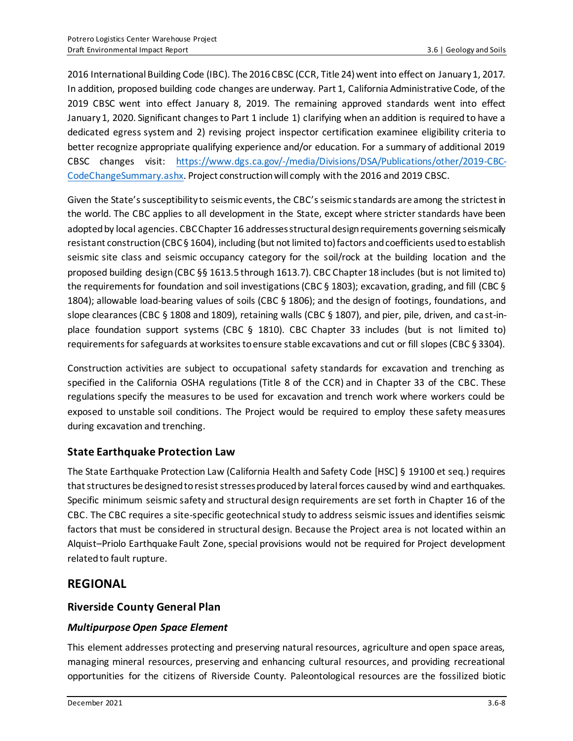2016 International Building Code (IBC). The 2016 CBSC (CCR, Title 24) went into effect on January 1, 2017. In addition, proposed building code changes are underway. Part 1, California Administrative Code, of the 2019 CBSC went into effect January 8, 2019. The remaining approved standards went into effect January 1, 2020. Significant changes to Part 1 include 1) clarifying when an addition is required to have a dedicated egress system and 2) revising project inspector certification examinee eligibility criteria to better recognize appropriate qualifying experience and/or education. For a summary of additional 2019 CBSC changes visit: [https://www.dgs.ca.gov/-/media/Divisions/DSA/Publications/other/2019-CBC-CodeChangeSummary.ashx](https://www.dgs.ca.gov/-/media/Divisions/DSA/Publications/other/2019-CBC-CodeChangeSummary.ashx). Project construction will comply with the 2016 and 2019 CBSC.

Given the State's susceptibility to seismic events, the CBC's seismic standards are among the strictest in the world. The CBC applies to all development in the State, except where stricter standards have been adopted by local agencies. CBC Chapter 16 addresses structural design requirements governing seismically resistant construction (CBC § 1604), including (but not limited to) factors and coefficients used to establish seismic site class and seismic occupancy category for the soil/rock at the building location and the proposed building design (CBC §§ 1613.5 through 1613.7). CBC Chapter 18 includes (but is not limited to) the requirements for foundation and soil investigations (CBC § 1803); excavation, grading, and fill (CBC § 1804); allowable load-bearing values of soils (CBC § 1806); and the design of footings, foundations, and slope clearances (CBC § 1808 and 1809), retaining walls (CBC § 1807), and pier, pile, driven, and cast-in-place foundation support systems (CBC § 1810). CBC Chapter 33 includes (but is not limited to) requirements for safeguards at worksites to ensure stable excavations and cut or fill slopes (CBC § 3304).

Construction activities are subject to occupational safety standards for excavation and trenching as specified in the California OSHA regulations (Title 8 of the CCR) and in Chapter 33 of the CBC. These regulations specify the measures to be used for excavation and trench work where workers could be exposed to unstable soil conditions. The Project would be required to employ these safety measures during excavation and trenching.

### State Earthquake Protection Law

The State Earthquake Protection Law (California Health and Safety Code [HSC] § 19100 et seq.) requires that structures be designed to resist stresses produced by lateral forces caused by wind and earthquakes. Specific minimum seismic safety and structural design requirements are set forth in Chapter 16 of the CBC. The CBC requires a site-specific geotechnical study to address seismic issues and identifies seismic factors that must be considered in structural design. Because the Project area is not located within an Alquist–Priolo Earthquake Fault Zone, special provisions would not be required for Project development related to fault rupture.

## REGIONAL

### Riverside County General Plan

#### *Multipurpose Open Space Element*

This element addresses protecting and preserving natural resources, agriculture and open space areas, managing mineral resources, preserving and enhancing cultural resources, and providing recreational opportunities for the citizens of Riverside County. Paleontological resources are the fossilized biotic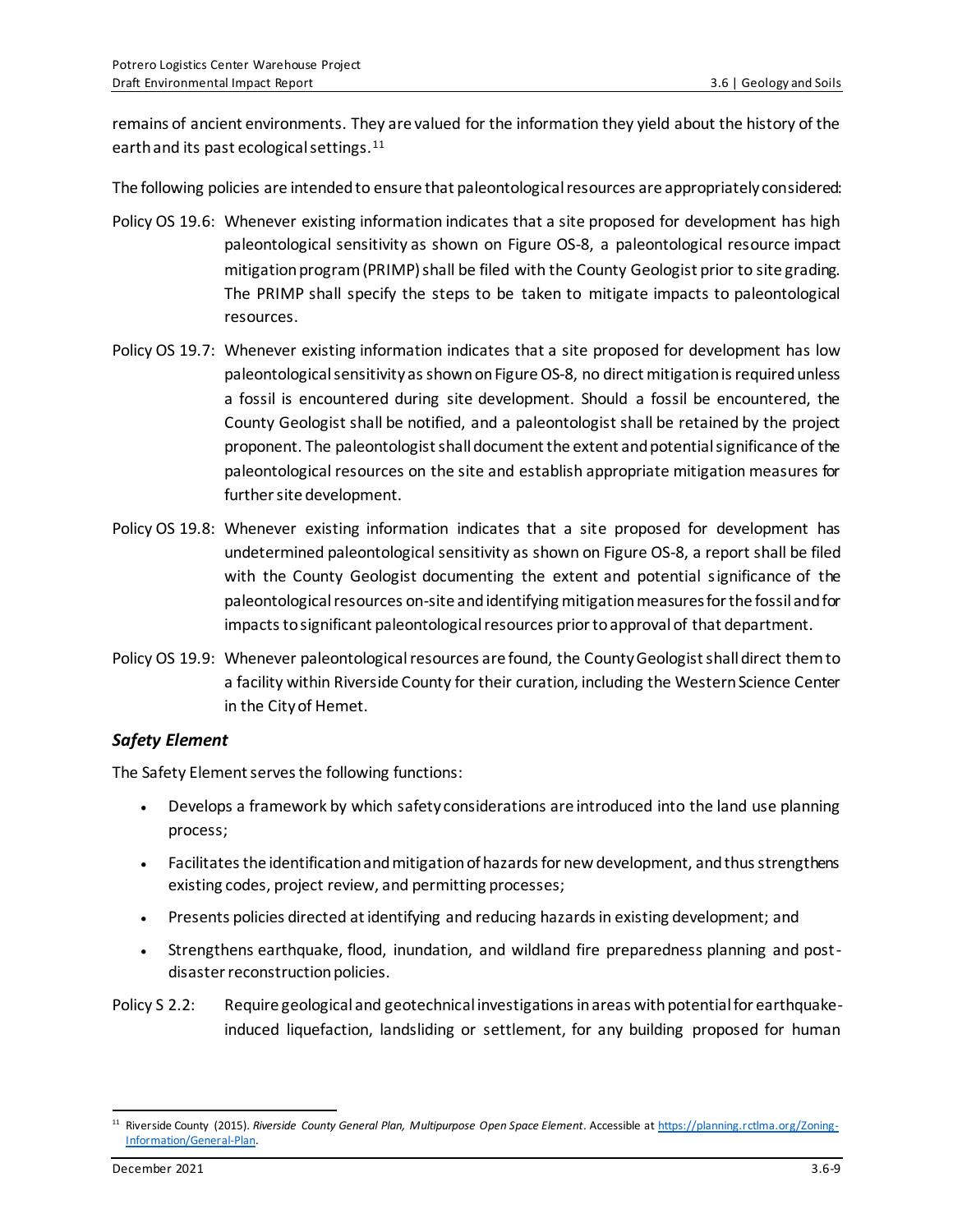remains of ancient environments. They are valued for the information they yield about the history of the earth and its past ecological settings.[11]

The following policies are intended to ensure that paleontological resources are appropriately considered:

Policy OS 19.6: Whenever existing information indicates that a site proposed for development has high paleontological sensitivity as shown on Figure OS-8, a paleontological resource impact mitigation program (PRIMP) shall be filed with the County Geologist prior to site grading. The PRIMP shall specify the steps to be taken to mitigate impacts to paleontological resources.

Policy OS 19.7: Whenever existing information indicates that a site proposed for development has low paleontological sensitivity as shown on Figure OS-8, no direct mitigation is required unless a fossil is encountered during site development. Should a fossil be encountered, the County Geologist shall be notified, and a paleontologist shall be retained by the project proponent. The paleontologist shall document the extent and potential significance of the paleontological resources on the site and establish appropriate mitigation measures for further site development.

Policy OS 19.8: Whenever existing information indicates that a site proposed for development has undetermined paleontological sensitivity as shown on Figure OS-8, a report shall be filed with the County Geologist documenting the extent and potential significance of the paleontological resources on-site and identifying mitigation measures for the fossil and for impacts to significant paleontological resources prior to approval of that department.

Policy OS 19.9: Whenever paleontological resources are found, the County Geologist shall direct them to a facility within Riverside County for their curation, including the Western Science Center in the City of Hemet.

### *Safety Element*

The Safety Element serves the following functions:

- Develops a framework by which safety considerations are introduced into the land use planning process;
- Facilitates the identification and mitigation of hazards for new development, and thus strengthens existing codes, project review, and permitting processes;
- Presents policies directed at identifying and reducing hazards in existing development; and
- Strengthens earthquake, flood, inundation, and wildland fire preparedness planning and post-disaster reconstruction policies.

Policy S 2.2: Require geological and geotechnical investigations in areas with potential for earthquake-induced liquefaction, landsliding or settlement, for any building proposed for human

---

[11] Riverside County (2015). *Riverside County General Plan, Multipurpose Open Space Element*. Accessible at https://planning.rctlma.org/Zoning-Information/General-Plan.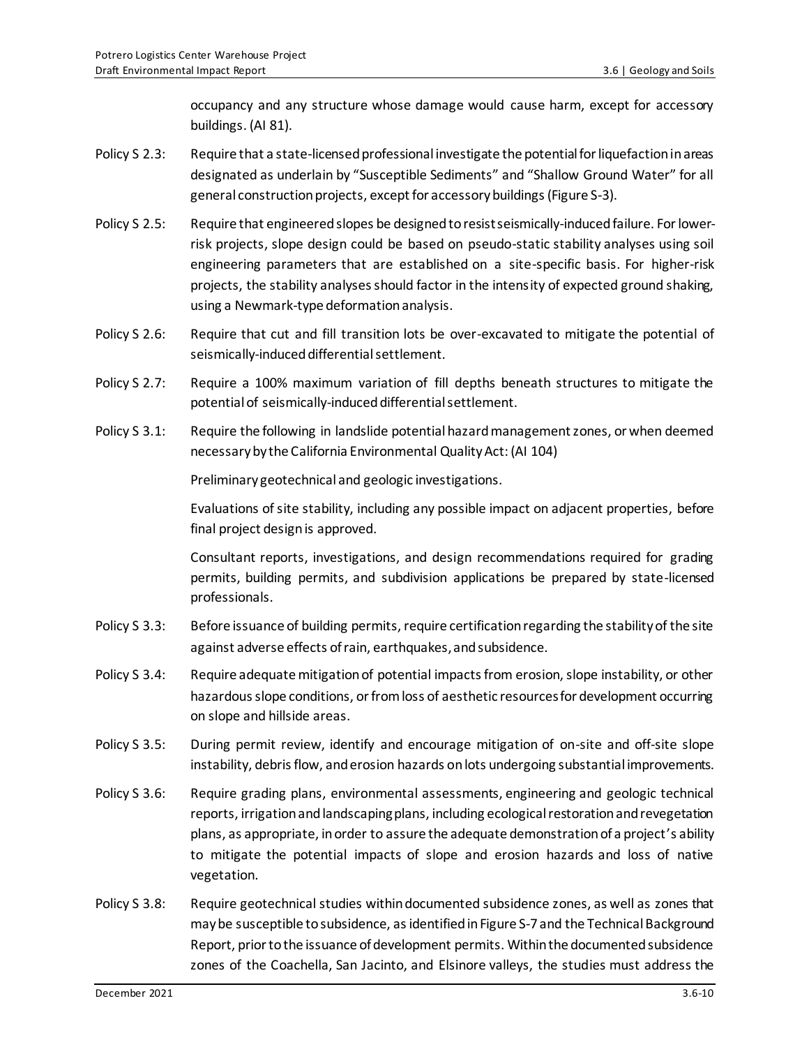occupancy and any structure whose damage would cause harm, except for accessory buildings. (AI 81).

Policy S 2.3: Require that a state-licensed professional investigate the potential for liquefaction in areas designated as underlain by "Susceptible Sediments" and "Shallow Ground Water" for all general construction projects, except for accessory buildings (Figure S-3).

Policy S 2.5: Require that engineered slopes be designed to resist seismically-induced failure. For lower-risk projects, slope design could be based on pseudo-static stability analyses using soil engineering parameters that are established on a site-specific basis. For higher-risk projects, the stability analyses should factor in the intensity of expected ground shaking, using a Newmark-type deformation analysis.

Policy S 2.6: Require that cut and fill transition lots be over-excavated to mitigate the potential of seismically-induced differential settlement.

Policy S 2.7: Require a 100% maximum variation of fill depths beneath structures to mitigate the potential of seismically-induced differential settlement.

Policy S 3.1: Require the following in landslide potential hazard management zones, or when deemed necessary by the California Environmental Quality Act: (AI 104)

Preliminary geotechnical and geologic investigations.

Evaluations of site stability, including any possible impact on adjacent properties, before final project design is approved.

Consultant reports, investigations, and design recommendations required for grading permits, building permits, and subdivision applications be prepared by state-licensed professionals.

Policy S 3.3: Before issuance of building permits, require certification regarding the stability of the site against adverse effects of rain, earthquakes, and subsidence.

Policy S 3.4: Require adequate mitigation of potential impacts from erosion, slope instability, or other hazardous slope conditions, or from loss of aesthetic resources for development occurring on slope and hillside areas.

Policy S 3.5: During permit review, identify and encourage mitigation of on-site and off-site slope instability, debris flow, and erosion hazards on lots undergoing substantial improvements.

Policy S 3.6: Require grading plans, environmental assessments, engineering and geologic technical reports, irrigation and landscaping plans, including ecological restoration and revegetation plans, as appropriate, in order to assure the adequate demonstration of a project's ability to mitigate the potential impacts of slope and erosion hazards and loss of native vegetation.

Policy S 3.8: Require geotechnical studies within documented subsidence zones, as well as zones that may be susceptible to subsidence, as identified in Figure S-7 and the Technical Background Report, prior to the issuance of development permits. Within the documented subsidence zones of the Coachella, San Jacinto, and Elsinore valleys, the studies must address the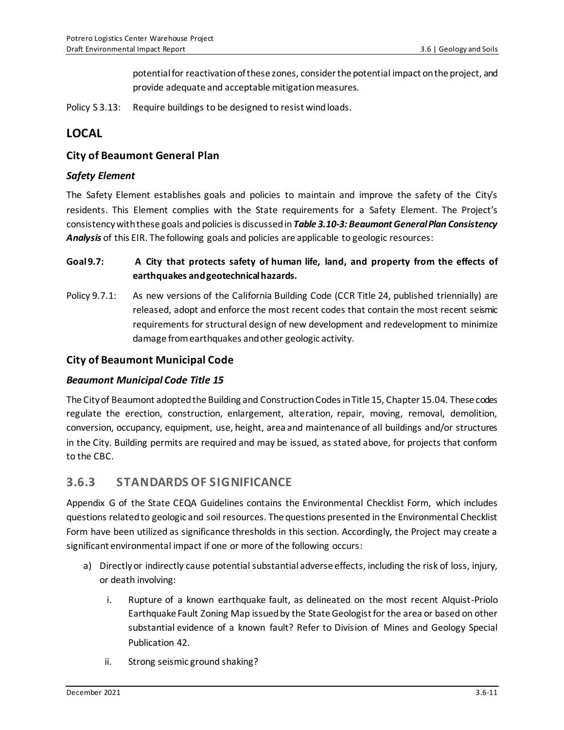potential for reactivation of these zones, consider the potential impact on the project, and provide adequate and acceptable mitigation measures.

Policy S 3.13: Require buildings to be designed to resist wind loads.

## LOCAL

### City of Beaumont General Plan

#### *Safety Element*

The Safety Element establishes goals and policies to maintain and improve the safety of the City's residents. This Element complies with the State requirements for a Safety Element. The Project's consistency with these goals and policies is discussed in ***Table 3.10-3: Beaumont General Plan Consistency Analysis*** of this EIR. The following goals and policies are applicable to geologic resources:

**Goal 9.7: A City that protects safety of human life, land, and property from the effects of earthquakes and geotechnical hazards.**

Policy 9.7.1: As new versions of the California Building Code (CCR Title 24, published triennially) are released, adopt and enforce the most recent codes that contain the most recent seismic requirements for structural design of new development and redevelopment to minimize damage from earthquakes and other geologic activity.

### City of Beaumont Municipal Code

#### *Beaumont Municipal Code Title 15*

The City of Beaumont adopted the Building and Construction Codes in Title 15, Chapter 15.04. These codes regulate the erection, construction, enlargement, alteration, repair, moving, removal, demolition, conversion, occupancy, equipment, use, height, area and maintenance of all buildings and/or structures in the City. Building permits are required and may be issued, as stated above, for projects that conform to the CBC.

## 3.6.3 STANDARDS OF SIGNIFICANCE

Appendix G of the State CEQA Guidelines contains the Environmental Checklist Form, which includes questions related to geologic and soil resources. The questions presented in the Environmental Checklist Form have been utilized as significance thresholds in this section. Accordingly, the Project may create a significant environmental impact if one or more of the following occurs:

a) Directly or indirectly cause potential substantial adverse effects, including the risk of loss, injury, or death involving:

    i. Rupture of a known earthquake fault, as delineated on the most recent Alquist-Priolo Earthquake Fault Zoning Map issued by the State Geologist for the area or based on other substantial evidence of a known fault? Refer to Division of Mines and Geology Special Publication 42.

    ii. Strong seismic ground shaking?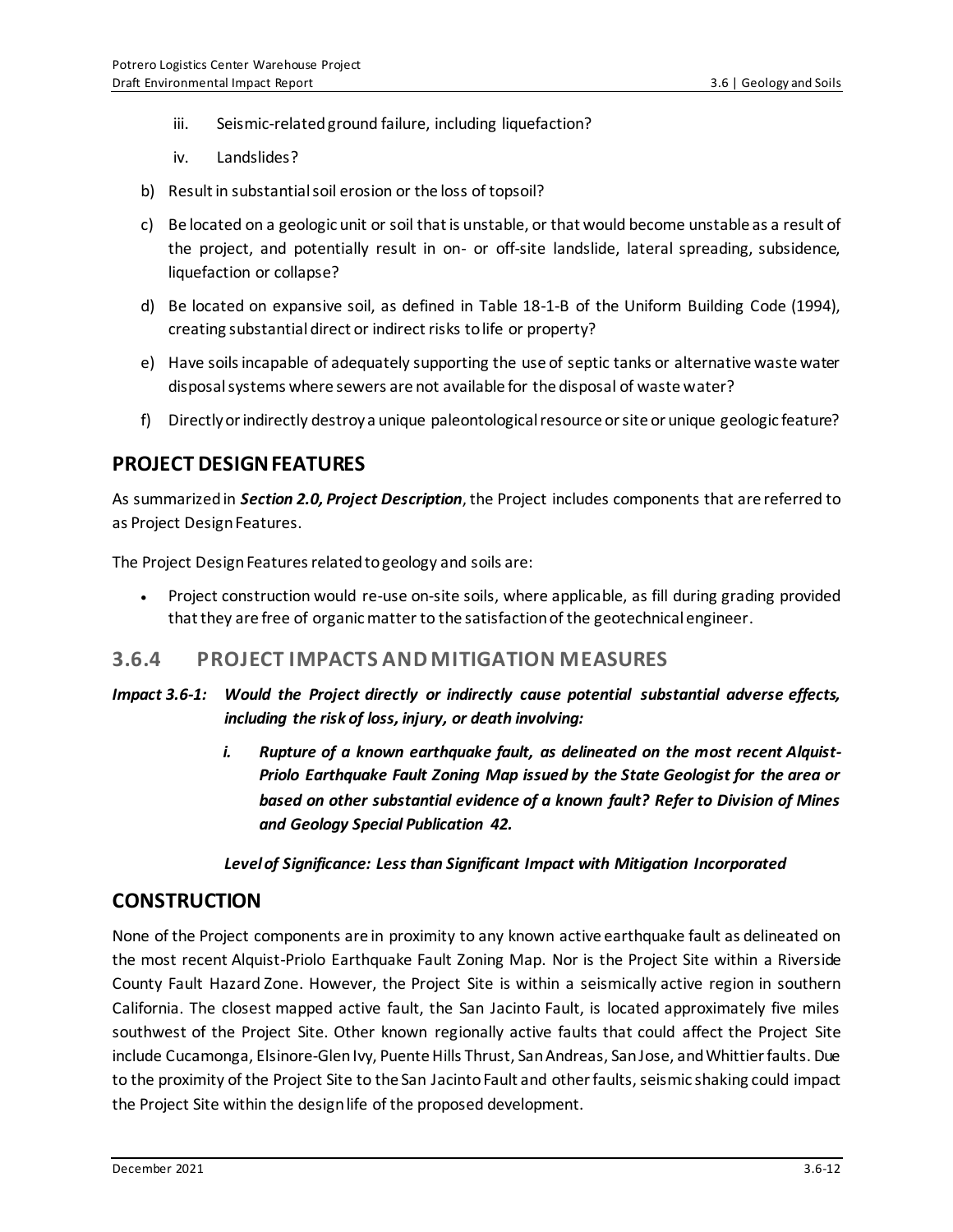iii. Seismic-related ground failure, including liquefaction?

iv. Landslides?

b) Result in substantial soil erosion or the loss of topsoil?

c) Be located on a geologic unit or soil that is unstable, or that would become unstable as a result of the project, and potentially result in on- or off-site landslide, lateral spreading, subsidence, liquefaction or collapse?

d) Be located on expansive soil, as defined in Table 18-1-B of the Uniform Building Code (1994), creating substantial direct or indirect risks to life or property?

e) Have soils incapable of adequately supporting the use of septic tanks or alternative waste water disposal systems where sewers are not available for the disposal of waste water?

f) Directly or indirectly destroy a unique paleontological resource or site or unique geologic feature?

## PROJECT DESIGN FEATURES

As summarized in ***Section 2.0, Project Description***, the Project includes components that are referred to as Project Design Features.

The Project Design Features related to geology and soils are:

- Project construction would re-use on-site soils, where applicable, as fill during grading provided that they are free of organic matter to the satisfaction of the geotechnical engineer.

## 3.6.4 PROJECT IMPACTS AND MITIGATION MEASURES

***Impact 3.6-1: Would the Project directly or indirectly cause potential substantial adverse effects, including the risk of loss, injury, or death involving:***

***i. Rupture of a known earthquake fault, as delineated on the most recent Alquist-Priolo Earthquake Fault Zoning Map issued by the State Geologist for the area or based on other substantial evidence of a known fault? Refer to Division of Mines and Geology Special Publication 42.***

***Level of Significance: Less than Significant Impact with Mitigation Incorporated***

## CONSTRUCTION

None of the Project components are in proximity to any known active earthquake fault as delineated on the most recent Alquist-Priolo Earthquake Fault Zoning Map. Nor is the Project Site within a Riverside County Fault Hazard Zone. However, the Project Site is within a seismically active region in southern California. The closest mapped active fault, the San Jacinto Fault, is located approximately five miles southwest of the Project Site. Other known regionally active faults that could affect the Project Site include Cucamonga, Elsinore-Glen Ivy, Puente Hills Thrust, San Andreas, San Jose, and Whittier faults. Due to the proximity of the Project Site to the San Jacinto Fault and other faults, seismic shaking could impact the Project Site within the design life of the proposed development.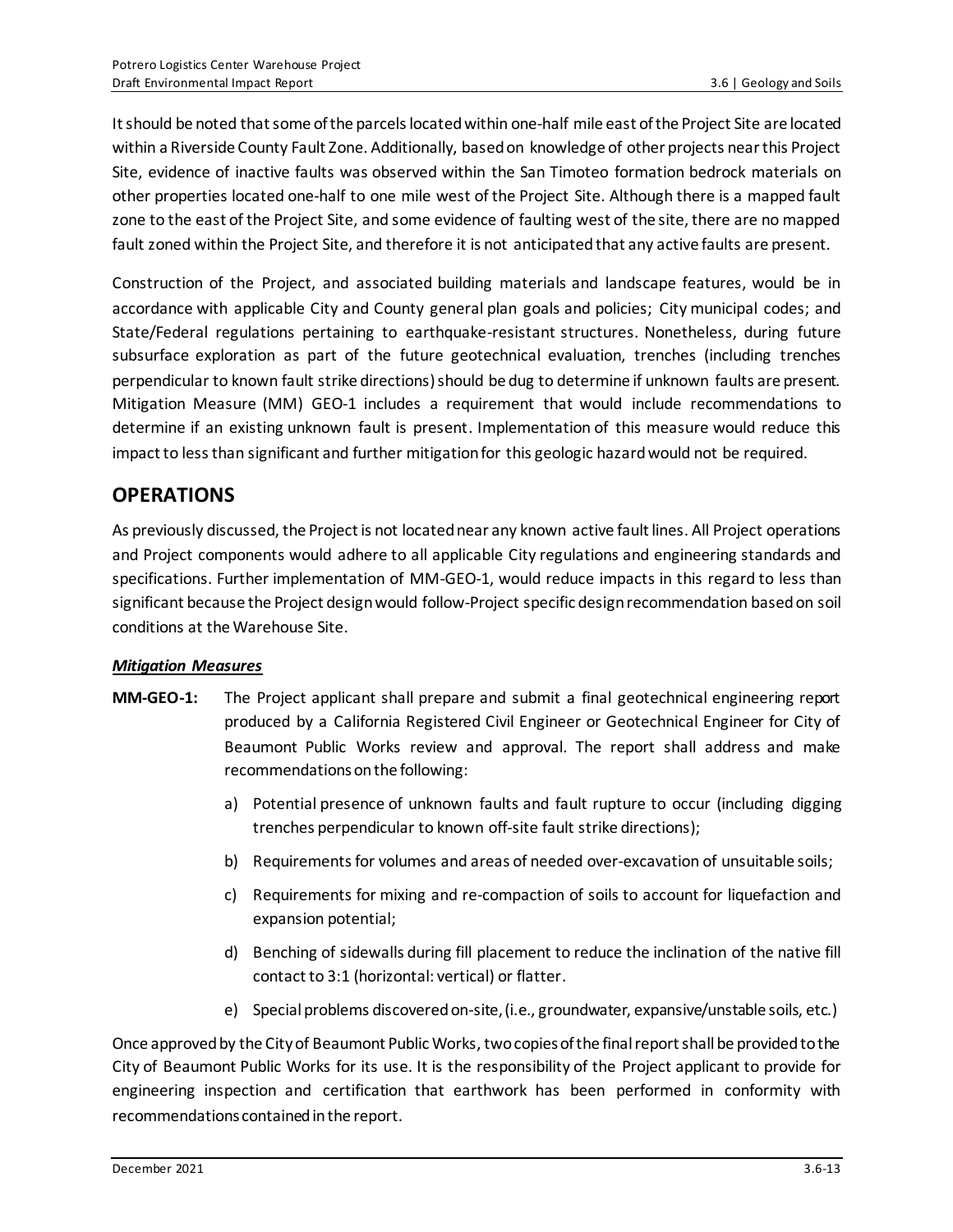It should be noted that some of the parcels located within one-half mile east of the Project Site are located within a Riverside County Fault Zone. Additionally, based on knowledge of other projects near this Project Site, evidence of inactive faults was observed within the San Timoteo formation bedrock materials on other properties located one-half to one mile west of the Project Site. Although there is a mapped fault zone to the east of the Project Site, and some evidence of faulting west of the site, there are no mapped fault zoned within the Project Site, and therefore it is not anticipated that any active faults are present.

Construction of the Project, and associated building materials and landscape features, would be in accordance with applicable City and County general plan goals and policies; City municipal codes; and State/Federal regulations pertaining to earthquake-resistant structures. Nonetheless, during future subsurface exploration as part of the future geotechnical evaluation, trenches (including trenches perpendicular to known fault strike directions) should be dug to determine if unknown faults are present. Mitigation Measure (MM) GEO-1 includes a requirement that would include recommendations to determine if an existing unknown fault is present. Implementation of this measure would reduce this impact to less than significant and further mitigation for this geologic hazard would not be required.

## OPERATIONS

As previously discussed, the Project is not located near any known active fault lines. All Project operations and Project components would adhere to all applicable City regulations and engineering standards and specifications. Further implementation of MM-GEO-1, would reduce impacts in this regard to less than significant because the Project design would follow-Project specific design recommendation based on soil conditions at the Warehouse Site.

***Mitigation Measures***

**MM-GEO-1:** The Project applicant shall prepare and submit a final geotechnical engineering report produced by a California Registered Civil Engineer or Geotechnical Engineer for City of Beaumont Public Works review and approval. The report shall address and make recommendations on the following:

a) Potential presence of unknown faults and fault rupture to occur (including digging trenches perpendicular to known off-site fault strike directions);

b) Requirements for volumes and areas of needed over-excavation of unsuitable soils;

c) Requirements for mixing and re-compaction of soils to account for liquefaction and expansion potential;

d) Benching of sidewalls during fill placement to reduce the inclination of the native fill contact to 3:1 (horizontal: vertical) or flatter.

e) Special problems discovered on-site, (i.e., groundwater, expansive/unstable soils, etc.)

Once approved by the City of Beaumont Public Works, two copies of the final report shall be provided to the City of Beaumont Public Works for its use. It is the responsibility of the Project applicant to provide for engineering inspection and certification that earthwork has been performed in conformity with recommendations contained in the report.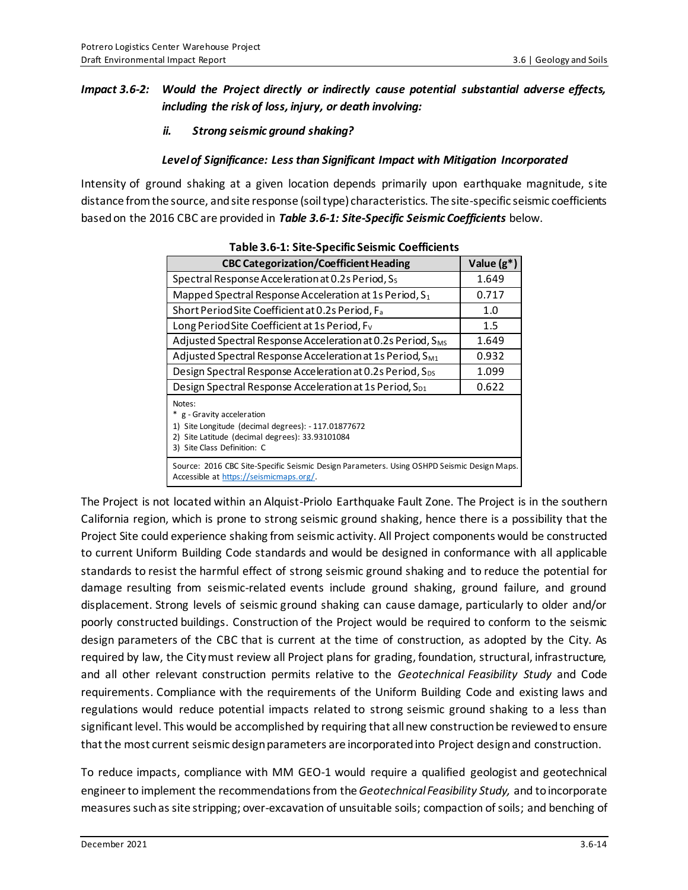***Impact 3.6-2: Would the Project directly or indirectly cause potential substantial adverse effects, including the risk of loss, injury, or death involving:***

***ii. Strong seismic ground shaking?***

***Level of Significance: Less than Significant Impact with Mitigation Incorporated***

Intensity of ground shaking at a given location depends primarily upon earthquake magnitude, site distance from the source, and site response (soil type) characteristics. The site-specific seismic coefficients based on the 2016 CBC are provided in ***Table 3.6-1: Site-Specific Seismic Coefficients*** below.

**Table 3.6-1: Site-Specific Seismic Coefficients**

| CBC Categorization/Coefficient Heading | Value (g*) |
|---|---|
| Spectral Response Acceleration at 0.2s Period, $S_S$ | 1.649 |
| Mapped Spectral Response Acceleration at 1s Period, $S_1$ | 0.717 |
| Short Period Site Coefficient at 0.2s Period, $F_a$ | 1.0 |
| Long Period Site Coefficient at 1s Period, $F_V$ | 1.5 |
| Adjusted Spectral Response Acceleration at 0.2s Period, $S_{MS}$ | 1.649 |
| Adjusted Spectral Response Acceleration at 1s Period, $S_{M1}$ | 0.932 |
| Design Spectral Response Acceleration at 0.2s Period, $S_{DS}$ | 1.099 |
| Design Spectral Response Acceleration at 1s Period, $S_{D1}$ | 0.622 |

Notes:
\* g - Gravity acceleration
1) Site Longitude (decimal degrees): - 117.01877672
2) Site Latitude (decimal degrees): 33.93101084
3) Site Class Definition: C

Source: 2016 CBC Site-Specific Seismic Design Parameters. Using OSHPD Seismic Design Maps. Accessible at https://seismicmaps.org/.

The Project is not located within an Alquist-Priolo Earthquake Fault Zone. The Project is in the southern California region, which is prone to strong seismic ground shaking, hence there is a possibility that the Project Site could experience shaking from seismic activity. All Project components would be constructed to current Uniform Building Code standards and would be designed in conformance with all applicable standards to resist the harmful effect of strong seismic ground shaking and to reduce the potential for damage resulting from seismic-related events include ground shaking, ground failure, and ground displacement. Strong levels of seismic ground shaking can cause damage, particularly to older and/or poorly constructed buildings. Construction of the Project would be required to conform to the seismic design parameters of the CBC that is current at the time of construction, as adopted by the City. As required by law, the City must review all Project plans for grading, foundation, structural, infrastructure, and all other relevant construction permits relative to the *Geotechnical Feasibility Study* and Code requirements. Compliance with the requirements of the Uniform Building Code and existing laws and regulations would reduce potential impacts related to strong seismic ground shaking to a less than significant level. This would be accomplished by requiring that all new construction be reviewed to ensure that the most current seismic design parameters are incorporated into Project design and construction.

To reduce impacts, compliance with MM GEO-1 would require a qualified geologist and geotechnical engineer to implement the recommendations from the *Geotechnical Feasibility Study,* and to incorporate measures such as site stripping; over-excavation of unsuitable soils; compaction of soils; and benching of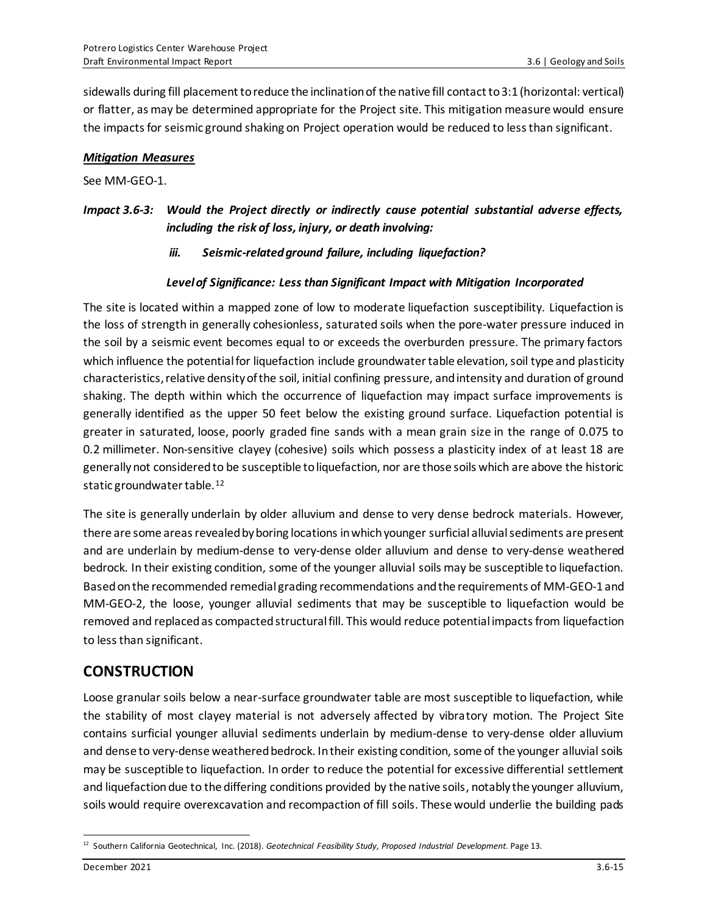sidewalls during fill placement to reduce the inclination of the native fill contact to 3:1 (horizontal: vertical) or flatter, as may be determined appropriate for the Project site. This mitigation measure would ensure the impacts for seismic ground shaking on Project operation would be reduced to less than significant.

***Mitigation Measures***

See MM-GEO-1.

***Impact 3.6-3: Would the Project directly or indirectly cause potential substantial adverse effects, including the risk of loss, injury, or death involving:***

***iii. Seismic-related ground failure, including liquefaction?***

***Level of Significance: Less than Significant Impact with Mitigation Incorporated***

The site is located within a mapped zone of low to moderate liquefaction susceptibility. Liquefaction is the loss of strength in generally cohesionless, saturated soils when the pore-water pressure induced in the soil by a seismic event becomes equal to or exceeds the overburden pressure. The primary factors which influence the potential for liquefaction include groundwater table elevation, soil type and plasticity characteristics, relative density of the soil, initial confining pressure, and intensity and duration of ground shaking. The depth within which the occurrence of liquefaction may impact surface improvements is generally identified as the upper 50 feet below the existing ground surface. Liquefaction potential is greater in saturated, loose, poorly graded fine sands with a mean grain size in the range of 0.075 to 0.2 millimeter. Non-sensitive clayey (cohesive) soils which possess a plasticity index of at least 18 are generally not considered to be susceptible to liquefaction, nor are those soils which are above the historic static groundwater table.[12]

The site is generally underlain by older alluvium and dense to very dense bedrock materials. However, there are some areas revealed by boring locations in which younger surficial alluvial sediments are present and are underlain by medium-dense to very-dense older alluvium and dense to very-dense weathered bedrock. In their existing condition, some of the younger alluvial soils may be susceptible to liquefaction. Based on the recommended remedial grading recommendations and the requirements of MM-GEO-1 and MM-GEO-2, the loose, younger alluvial sediments that may be susceptible to liquefaction would be removed and replaced as compacted structural fill. This would reduce potential impacts from liquefaction to less than significant.

## CONSTRUCTION

Loose granular soils below a near-surface groundwater table are most susceptible to liquefaction, while the stability of most clayey material is not adversely affected by vibratory motion. The Project Site contains surficial younger alluvial sediments underlain by medium-dense to very-dense older alluvium and dense to very-dense weathered bedrock. In their existing condition, some of the younger alluvial soils may be susceptible to liquefaction. In order to reduce the potential for excessive differential settlement and liquefaction due to the differing conditions provided by the native soils, notably the younger alluvium, soils would require overexcavation and recompaction of fill soils. These would underlie the building pads

[12] Southern California Geotechnical, Inc. (2018). *Geotechnical Feasibility Study, Proposed Industrial Development*. Page 13.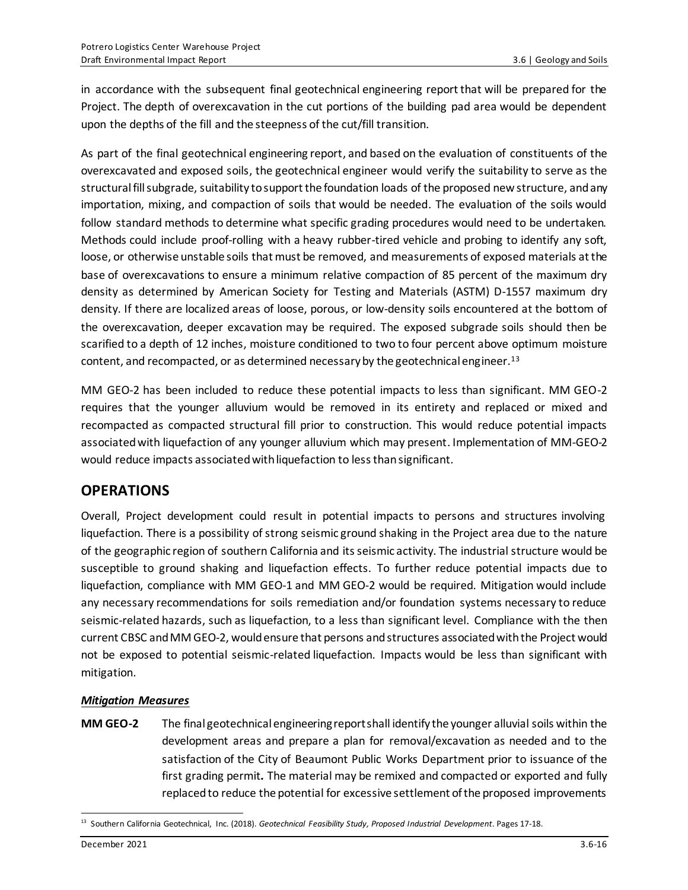in accordance with the subsequent final geotechnical engineering report that will be prepared for the Project. The depth of overexcavation in the cut portions of the building pad area would be dependent upon the depths of the fill and the steepness of the cut/fill transition.

As part of the final geotechnical engineering report, and based on the evaluation of constituents of the overexcavated and exposed soils, the geotechnical engineer would verify the suitability to serve as the structural fill subgrade, suitability to support the foundation loads of the proposed new structure, and any importation, mixing, and compaction of soils that would be needed. The evaluation of the soils would follow standard methods to determine what specific grading procedures would need to be undertaken. Methods could include proof-rolling with a heavy rubber-tired vehicle and probing to identify any soft, loose, or otherwise unstable soils that must be removed, and measurements of exposed materials at the base of overexcavations to ensure a minimum relative compaction of 85 percent of the maximum dry density as determined by American Society for Testing and Materials (ASTM) D-1557 maximum dry density. If there are localized areas of loose, porous, or low-density soils encountered at the bottom of the overexcavation, deeper excavation may be required. The exposed subgrade soils should then be scarified to a depth of 12 inches, moisture conditioned to two to four percent above optimum moisture content, and recompacted, or as determined necessary by the geotechnical engineer.[13]

MM GEO-2 has been included to reduce these potential impacts to less than significant. MM GEO-2 requires that the younger alluvium would be removed in its entirety and replaced or mixed and recompacted as compacted structural fill prior to construction. This would reduce potential impacts associated with liquefaction of any younger alluvium which may present. Implementation of MM-GEO-2 would reduce impacts associated with liquefaction to less than significant.

## OPERATIONS

Overall, Project development could result in potential impacts to persons and structures involving liquefaction. There is a possibility of strong seismic ground shaking in the Project area due to the nature of the geographic region of southern California and its seismic activity. The industrial structure would be susceptible to ground shaking and liquefaction effects. To further reduce potential impacts due to liquefaction, compliance with MM GEO-1 and MM GEO-2 would be required. Mitigation would include any necessary recommendations for soils remediation and/or foundation systems necessary to reduce seismic-related hazards, such as liquefaction, to a less than significant level. Compliance with the then current CBSC and MM GEO-2, would ensure that persons and structures associated with the Project would not be exposed to potential seismic-related liquefaction. Impacts would be less than significant with mitigation.

***Mitigation Measures***

**MM GEO-2** The final geotechnical engineering report shall identify the younger alluvial soils within the development areas and prepare a plan for removal/excavation as needed and to the satisfaction of the City of Beaumont Public Works Department prior to issuance of the first grading permit**.** The material may be remixed and compacted or exported and fully replaced to reduce the potential for excessive settlement of the proposed improvements

[13] Southern California Geotechnical, Inc. (2018). *Geotechnical Feasibility Study, Proposed Industrial Development*. Pages 17-18.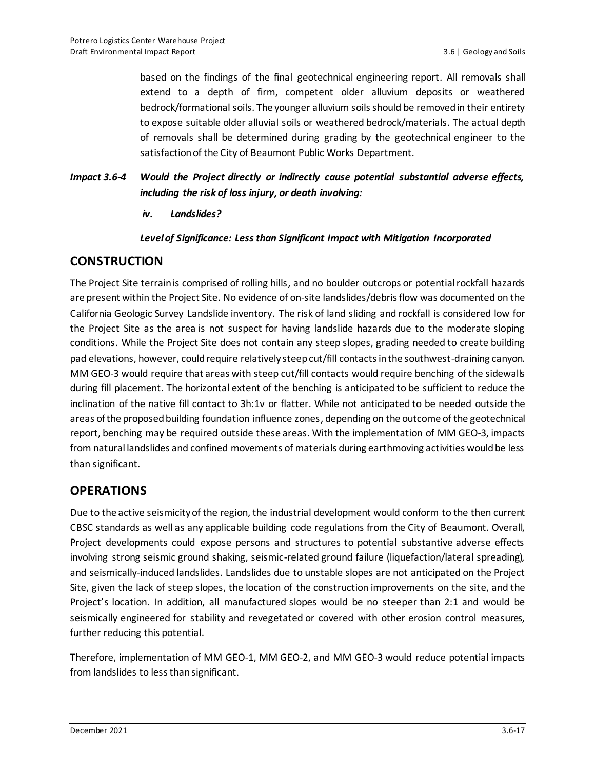based on the findings of the final geotechnical engineering report. All removals shall extend to a depth of firm, competent older alluvium deposits or weathered bedrock/formational soils. The younger alluvium soils should be removed in their entirety to expose suitable older alluvial soils or weathered bedrock/materials. The actual depth of removals shall be determined during grading by the geotechnical engineer to the satisfaction of the City of Beaumont Public Works Department.

***Impact 3.6-4 Would the Project directly or indirectly cause potential substantial adverse effects, including the risk of loss injury, or death involving:***

***iv. Landslides?***

***Level of Significance: Less than Significant Impact with Mitigation Incorporated***

## CONSTRUCTION

The Project Site terrain is comprised of rolling hills, and no boulder outcrops or potential rockfall hazards are present within the Project Site. No evidence of on-site landslides/debris flow was documented on the California Geologic Survey Landslide inventory. The risk of land sliding and rockfall is considered low for the Project Site as the area is not suspect for having landslide hazards due to the moderate sloping conditions. While the Project Site does not contain any steep slopes, grading needed to create building pad elevations, however, could require relatively steep cut/fill contacts in the southwest-draining canyon. MM GEO-3 would require that areas with steep cut/fill contacts would require benching of the sidewalls during fill placement. The horizontal extent of the benching is anticipated to be sufficient to reduce the inclination of the native fill contact to 3h:1v or flatter. While not anticipated to be needed outside the areas of the proposed building foundation influence zones, depending on the outcome of the geotechnical report, benching may be required outside these areas. With the implementation of MM GEO-3, impacts from natural landslides and confined movements of materials during earthmoving activities would be less than significant.

## OPERATIONS

Due to the active seismicity of the region, the industrial development would conform to the then current CBSC standards as well as any applicable building code regulations from the City of Beaumont. Overall, Project developments could expose persons and structures to potential substantive adverse effects involving strong seismic ground shaking, seismic-related ground failure (liquefaction/lateral spreading), and seismically-induced landslides. Landslides due to unstable slopes are not anticipated on the Project Site, given the lack of steep slopes, the location of the construction improvements on the site, and the Project's location. In addition, all manufactured slopes would be no steeper than 2:1 and would be seismically engineered for stability and revegetated or covered with other erosion control measures, further reducing this potential.

Therefore, implementation of MM GEO-1, MM GEO-2, and MM GEO-3 would reduce potential impacts from landslides to less than significant.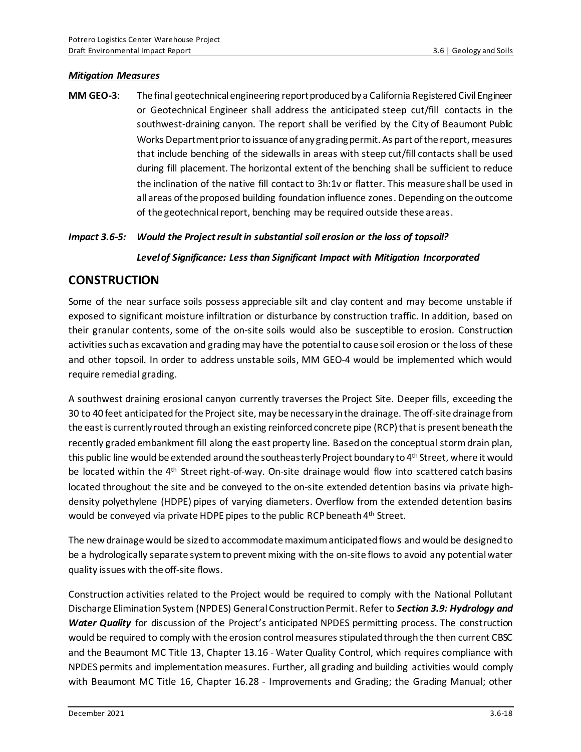***Mitigation Measures***

**MM GEO-3**: The final geotechnical engineering report produced by a California Registered Civil Engineer or Geotechnical Engineer shall address the anticipated steep cut/fill contacts in the southwest-draining canyon. The report shall be verified by the City of Beaumont Public Works Department prior to issuance of any grading permit. As part of the report, measures that include benching of the sidewalls in areas with steep cut/fill contacts shall be used during fill placement. The horizontal extent of the benching shall be sufficient to reduce the inclination of the native fill contact to 3h:1v or flatter. This measure shall be used in all areas of the proposed building foundation influence zones. Depending on the outcome of the geotechnical report, benching may be required outside these areas.

***Impact 3.6-5: Would the Project result in substantial soil erosion or the loss of topsoil?***

***Level of Significance: Less than Significant Impact with Mitigation Incorporated***

## CONSTRUCTION

Some of the near surface soils possess appreciable silt and clay content and may become unstable if exposed to significant moisture infiltration or disturbance by construction traffic. In addition, based on their granular contents, some of the on-site soils would also be susceptible to erosion. Construction activities such as excavation and grading may have the potential to cause soil erosion or the loss of these and other topsoil. In order to address unstable soils, MM GEO-4 would be implemented which would require remedial grading.

A southwest draining erosional canyon currently traverses the Project Site. Deeper fills, exceeding the 30 to 40 feet anticipated for the Project site, may be necessary in the drainage. The off-site drainage from the east is currently routed through an existing reinforced concrete pipe (RCP) that is present beneath the recently graded embankment fill along the east property line. Based on the conceptual storm drain plan, this public line would be extended around the southeasterly Project boundary to 4th Street, where it would be located within the 4th Street right-of-way. On-site drainage would flow into scattered catch basins located throughout the site and be conveyed to the on-site extended detention basins via private high-density polyethylene (HDPE) pipes of varying diameters. Overflow from the extended detention basins would be conveyed via private HDPE pipes to the public RCP beneath 4th Street.

The new drainage would be sized to accommodate maximum anticipated flows and would be designed to be a hydrologically separate system to prevent mixing with the on-site flows to avoid any potential water quality issues with the off-site flows.

Construction activities related to the Project would be required to comply with the National Pollutant Discharge Elimination System (NPDES) General Construction Permit. Refer to ***Section 3.9: Hydrology and Water Quality*** for discussion of the Project's anticipated NPDES permitting process. The construction would be required to comply with the erosion control measures stipulated through the then current CBSC and the Beaumont MC Title 13, Chapter 13.16 - Water Quality Control, which requires compliance with NPDES permits and implementation measures. Further, all grading and building activities would comply with Beaumont MC Title 16, Chapter 16.28 - Improvements and Grading; the Grading Manual; other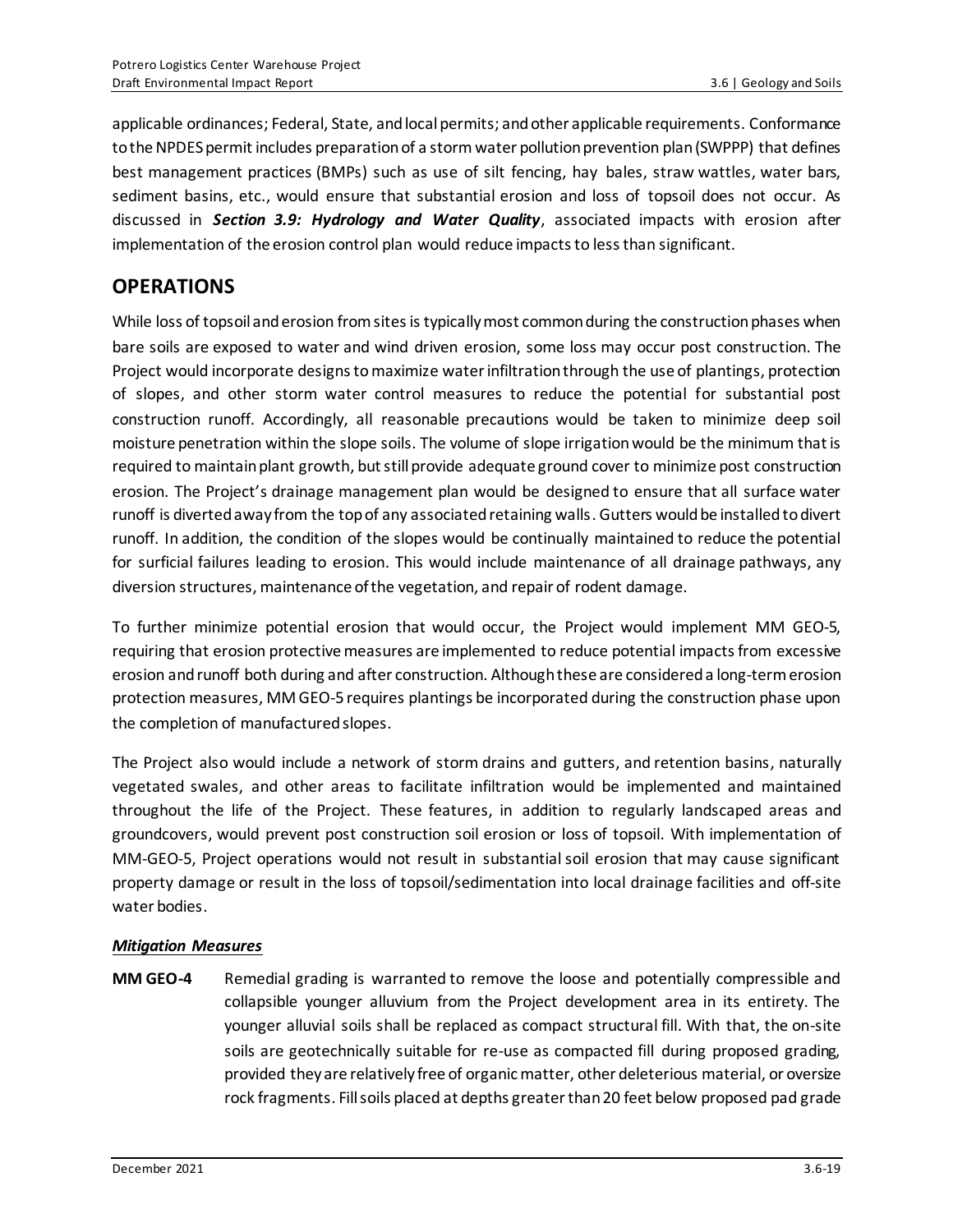applicable ordinances; Federal, State, and local permits; and other applicable requirements. Conformance to the NPDES permit includes preparation of a storm water pollution prevention plan (SWPPP) that defines best management practices (BMPs) such as use of silt fencing, hay bales, straw wattles, water bars, sediment basins, etc., would ensure that substantial erosion and loss of topsoil does not occur. As discussed in ***Section 3.9: Hydrology and Water Quality***, associated impacts with erosion after implementation of the erosion control plan would reduce impacts to less than significant.

## OPERATIONS

While loss of topsoil and erosion from sites is typically most common during the construction phases when bare soils are exposed to water and wind driven erosion, some loss may occur post construction. The Project would incorporate designs to maximize water infiltration through the use of plantings, protection of slopes, and other storm water control measures to reduce the potential for substantial post construction runoff. Accordingly, all reasonable precautions would be taken to minimize deep soil moisture penetration within the slope soils. The volume of slope irrigation would be the minimum that is required to maintain plant growth, but still provide adequate ground cover to minimize post construction erosion. The Project's drainage management plan would be designed to ensure that all surface water runoff is diverted away from the top of any associated retaining walls. Gutters would be installed to divert runoff. In addition, the condition of the slopes would be continually maintained to reduce the potential for surficial failures leading to erosion. This would include maintenance of all drainage pathways, any diversion structures, maintenance of the vegetation, and repair of rodent damage.

To further minimize potential erosion that would occur, the Project would implement MM GEO-5, requiring that erosion protective measures are implemented to reduce potential impacts from excessive erosion and runoff both during and after construction. Although these are considered a long-term erosion protection measures, MM GEO-5 requires plantings be incorporated during the construction phase upon the completion of manufactured slopes.

The Project also would include a network of storm drains and gutters, and retention basins, naturally vegetated swales, and other areas to facilitate infiltration would be implemented and maintained throughout the life of the Project. These features, in addition to regularly landscaped areas and groundcovers, would prevent post construction soil erosion or loss of topsoil. With implementation of MM-GEO-5, Project operations would not result in substantial soil erosion that may cause significant property damage or result in the loss of topsoil/sedimentation into local drainage facilities and off-site water bodies.

***Mitigation Measures***

**MM GEO-4** Remedial grading is warranted to remove the loose and potentially compressible and collapsible younger alluvium from the Project development area in its entirety. The younger alluvial soils shall be replaced as compact structural fill. With that, the on-site soils are geotechnically suitable for re-use as compacted fill during proposed grading, provided they are relatively free of organic matter, other deleterious material, or oversize rock fragments. Fill soils placed at depths greater than 20 feet below proposed pad grade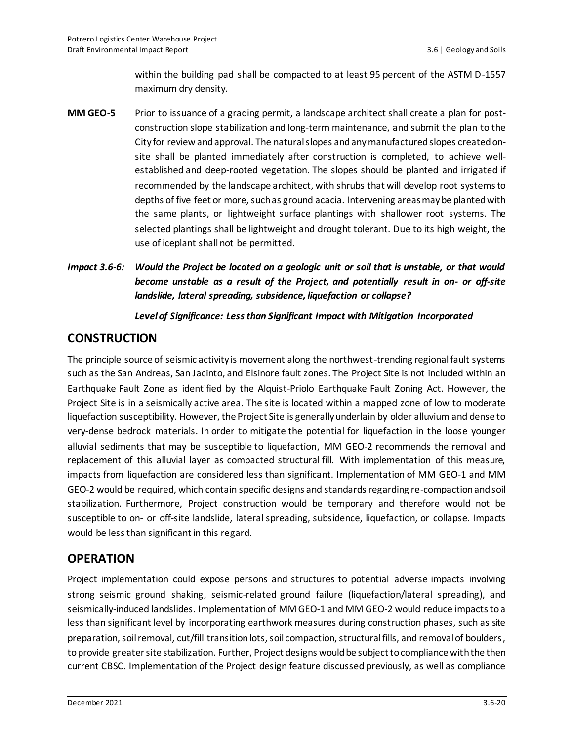within the building pad shall be compacted to at least 95 percent of the ASTM D-1557 maximum dry density.

**MM GEO-5** Prior to issuance of a grading permit, a landscape architect shall create a plan for post-construction slope stabilization and long-term maintenance, and submit the plan to the City for review and approval. The natural slopes and any manufactured slopes created on-site shall be planted immediately after construction is completed, to achieve well-established and deep-rooted vegetation. The slopes should be planted and irrigated if recommended by the landscape architect, with shrubs that will develop root systems to depths of five feet or more, such as ground acacia. Intervening areas may be planted with the same plants, or lightweight surface plantings with shallower root systems. The selected plantings shall be lightweight and drought tolerant. Due to its high weight, the use of iceplant shall not be permitted.

***Impact 3.6-6: Would the Project be located on a geologic unit or soil that is unstable, or that would become unstable as a result of the Project, and potentially result in on- or off-site landslide, lateral spreading, subsidence, liquefaction or collapse?***

***Level of Significance: Less than Significant Impact with Mitigation Incorporated***

## CONSTRUCTION

The principle source of seismic activity is movement along the northwest-trending regional fault systems such as the San Andreas, San Jacinto, and Elsinore fault zones. The Project Site is not included within an Earthquake Fault Zone as identified by the Alquist-Priolo Earthquake Fault Zoning Act. However, the Project Site is in a seismically active area. The site is located within a mapped zone of low to moderate liquefaction susceptibility. However, the Project Site is generally underlain by older alluvium and dense to very-dense bedrock materials. In order to mitigate the potential for liquefaction in the loose younger alluvial sediments that may be susceptible to liquefaction, MM GEO-2 recommends the removal and replacement of this alluvial layer as compacted structural fill. With implementation of this measure, impacts from liquefaction are considered less than significant. Implementation of MM GEO-1 and MM GEO-2 would be required, which contain specific designs and standards regarding re-compaction and soil stabilization. Furthermore, Project construction would be temporary and therefore would not be susceptible to on- or off-site landslide, lateral spreading, subsidence, liquefaction, or collapse. Impacts would be less than significant in this regard.

## OPERATION

Project implementation could expose persons and structures to potential adverse impacts involving strong seismic ground shaking, seismic-related ground failure (liquefaction/lateral spreading), and seismically-induced landslides. Implementation of MM GEO-1 and MM GEO-2 would reduce impacts to a less than significant level by incorporating earthwork measures during construction phases, such as site preparation, soil removal, cut/fill transition lots, soil compaction, structural fills, and removal of boulders, to provide greater site stabilization. Further, Project designs would be subject to compliance with the then current CBSC. Implementation of the Project design feature discussed previously, as well as compliance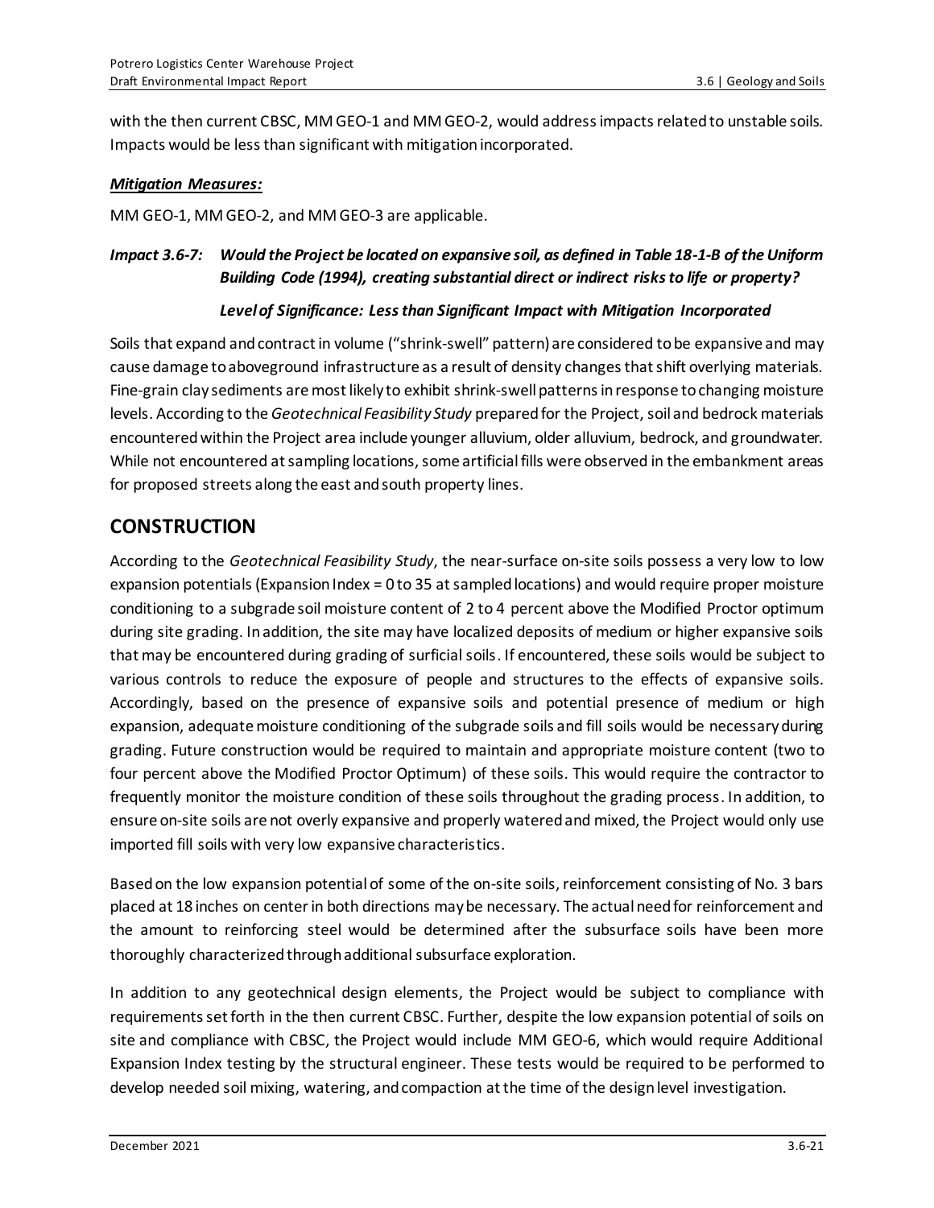with the then current CBSC, MM GEO-1 and MM GEO-2, would address impacts related to unstable soils. Impacts would be less than significant with mitigation incorporated.

***Mitigation Measures:***

MM GEO-1, MM GEO-2, and MM GEO-3 are applicable.

***Impact 3.6-7: Would the Project be located on expansive soil, as defined in Table 18-1-B of the Uniform Building Code (1994), creating substantial direct or indirect risks to life or property?***

***Level of Significance: Less than Significant Impact with Mitigation Incorporated***

Soils that expand and contract in volume ("shrink-swell" pattern) are considered to be expansive and may cause damage to aboveground infrastructure as a result of density changes that shift overlying materials. Fine-grain clay sediments are most likely to exhibit shrink-swell patterns in response to changing moisture levels. According to the *Geotechnical Feasibility Study* prepared for the Project, soil and bedrock materials encountered within the Project area include younger alluvium, older alluvium, bedrock, and groundwater. While not encountered at sampling locations, some artificial fills were observed in the embankment areas for proposed streets along the east and south property lines.

## CONSTRUCTION

According to the *Geotechnical Feasibility Study*, the near-surface on-site soils possess a very low to low expansion potentials (Expansion Index = 0 to 35 at sampled locations) and would require proper moisture conditioning to a subgrade soil moisture content of 2 to 4 percent above the Modified Proctor optimum during site grading. In addition, the site may have localized deposits of medium or higher expansive soils that may be encountered during grading of surficial soils. If encountered, these soils would be subject to various controls to reduce the exposure of people and structures to the effects of expansive soils. Accordingly, based on the presence of expansive soils and potential presence of medium or high expansion, adequate moisture conditioning of the subgrade soils and fill soils would be necessary during grading. Future construction would be required to maintain and appropriate moisture content (two to four percent above the Modified Proctor Optimum) of these soils. This would require the contractor to frequently monitor the moisture condition of these soils throughout the grading process. In addition, to ensure on-site soils are not overly expansive and properly watered and mixed, the Project would only use imported fill soils with very low expansive characteristics.

Based on the low expansion potential of some of the on-site soils, reinforcement consisting of No. 3 bars placed at 18 inches on center in both directions may be necessary. The actual need for reinforcement and the amount to reinforcing steel would be determined after the subsurface soils have been more thoroughly characterized through additional subsurface exploration.

In addition to any geotechnical design elements, the Project would be subject to compliance with requirements set forth in the then current CBSC. Further, despite the low expansion potential of soils on site and compliance with CBSC, the Project would include MM GEO-6, which would require Additional Expansion Index testing by the structural engineer. These tests would be required to be performed to develop needed soil mixing, watering, and compaction at the time of the design level investigation.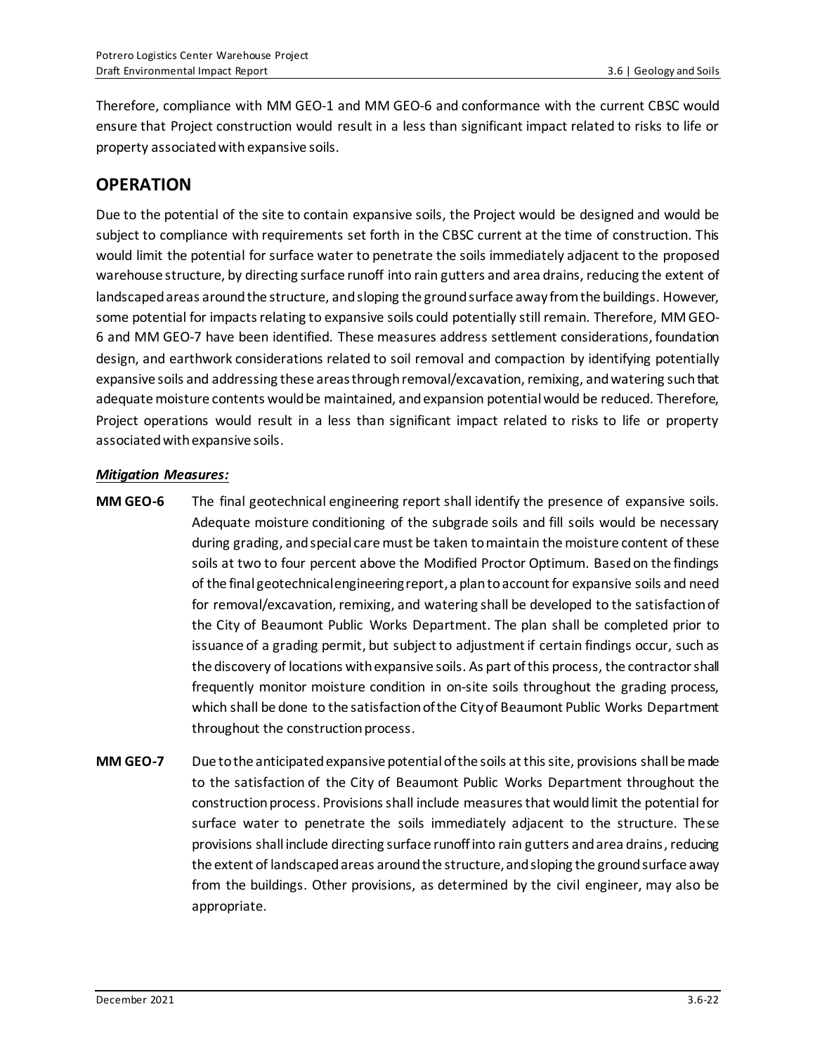Therefore, compliance with MM GEO-1 and MM GEO-6 and conformance with the current CBSC would ensure that Project construction would result in a less than significant impact related to risks to life or property associated with expansive soils.

## OPERATION

Due to the potential of the site to contain expansive soils, the Project would be designed and would be subject to compliance with requirements set forth in the CBSC current at the time of construction. This would limit the potential for surface water to penetrate the soils immediately adjacent to the proposed warehouse structure, by directing surface runoff into rain gutters and area drains, reducing the extent of landscaped areas around the structure, and sloping the ground surface away from the buildings. However, some potential for impacts relating to expansive soils could potentially still remain. Therefore, MM GEO-6 and MM GEO-7 have been identified. These measures address settlement considerations, foundation design, and earthwork considerations related to soil removal and compaction by identifying potentially expansive soils and addressing these areas through removal/excavation, remixing, and watering such that adequate moisture contents would be maintained, and expansion potential would be reduced. Therefore, Project operations would result in a less than significant impact related to risks to life or property associated with expansive soils.

***Mitigation Measures:***

**MM GEO-6** The final geotechnical engineering report shall identify the presence of expansive soils. Adequate moisture conditioning of the subgrade soils and fill soils would be necessary during grading, and special care must be taken to maintain the moisture content of these soils at two to four percent above the Modified Proctor Optimum. Based on the findings of the final geotechnical engineering report, a plan to account for expansive soils and need for removal/excavation, remixing, and watering shall be developed to the satisfaction of the City of Beaumont Public Works Department. The plan shall be completed prior to issuance of a grading permit, but subject to adjustment if certain findings occur, such as the discovery of locations with expansive soils. As part of this process, the contractor shall frequently monitor moisture condition in on-site soils throughout the grading process, which shall be done to the satisfaction of the City of Beaumont Public Works Department throughout the construction process.

**MM GEO-7** Due to the anticipated expansive potential of the soils at this site, provisions shall be made to the satisfaction of the City of Beaumont Public Works Department throughout the construction process. Provisions shall include measures that would limit the potential for surface water to penetrate the soils immediately adjacent to the structure. These provisions shall include directing surface runoff into rain gutters and area drains, reducing the extent of landscaped areas around the structure, and sloping the ground surface away from the buildings. Other provisions, as determined by the civil engineer, may also be appropriate.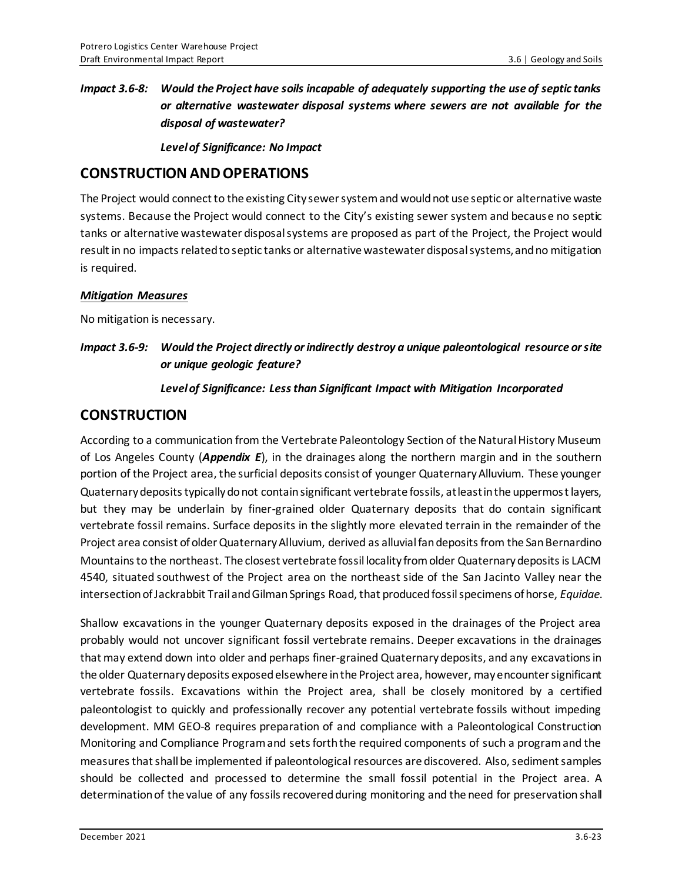***Impact 3.6-8: Would the Project have soils incapable of adequately supporting the use of septic tanks or alternative wastewater disposal systems where sewers are not available for the disposal of wastewater?***

***Level of Significance: No Impact***

## CONSTRUCTION AND OPERATIONS

The Project would connect to the existing City sewer system and would not use septic or alternative waste systems. Because the Project would connect to the City's existing sewer system and because no septic tanks or alternative wastewater disposal systems are proposed as part of the Project, the Project would result in no impacts related to septic tanks or alternative wastewater disposal systems, and no mitigation is required.

***Mitigation Measures***

No mitigation is necessary.

***Impact 3.6-9: Would the Project directly or indirectly destroy a unique paleontological resource or site or unique geologic feature?***

***Level of Significance: Less than Significant Impact with Mitigation Incorporated***

## CONSTRUCTION

According to a communication from the Vertebrate Paleontology Section of the Natural History Museum of Los Angeles County (***Appendix E***), in the drainages along the northern margin and in the southern portion of the Project area, the surficial deposits consist of younger Quaternary Alluvium. These younger Quaternary deposits typically do not contain significant vertebrate fossils, at least in the uppermost layers, but they may be underlain by finer-grained older Quaternary deposits that do contain significant vertebrate fossil remains. Surface deposits in the slightly more elevated terrain in the remainder of the Project area consist of older Quaternary Alluvium, derived as alluvial fan deposits from the San Bernardino Mountains to the northeast. The closest vertebrate fossil locality from older Quaternary deposits is LACM 4540, situated southwest of the Project area on the northeast side of the San Jacinto Valley near the intersection of Jackrabbit Trail and Gilman Springs Road, that produced fossil specimens of horse, *Equidae*.

Shallow excavations in the younger Quaternary deposits exposed in the drainages of the Project area probably would not uncover significant fossil vertebrate remains. Deeper excavations in the drainages that may extend down into older and perhaps finer-grained Quaternary deposits, and any excavations in the older Quaternary deposits exposed elsewhere in the Project area, however, may encounter significant vertebrate fossils. Excavations within the Project area, shall be closely monitored by a certified paleontologist to quickly and professionally recover any potential vertebrate fossils without impeding development. MM GEO-8 requires preparation of and compliance with a Paleontological Construction Monitoring and Compliance Program and sets forth the required components of such a program and the measures that shall be implemented if paleontological resources are discovered. Also, sediment samples should be collected and processed to determine the small fossil potential in the Project area. A determination of the value of any fossils recovered during monitoring and the need for preservation shall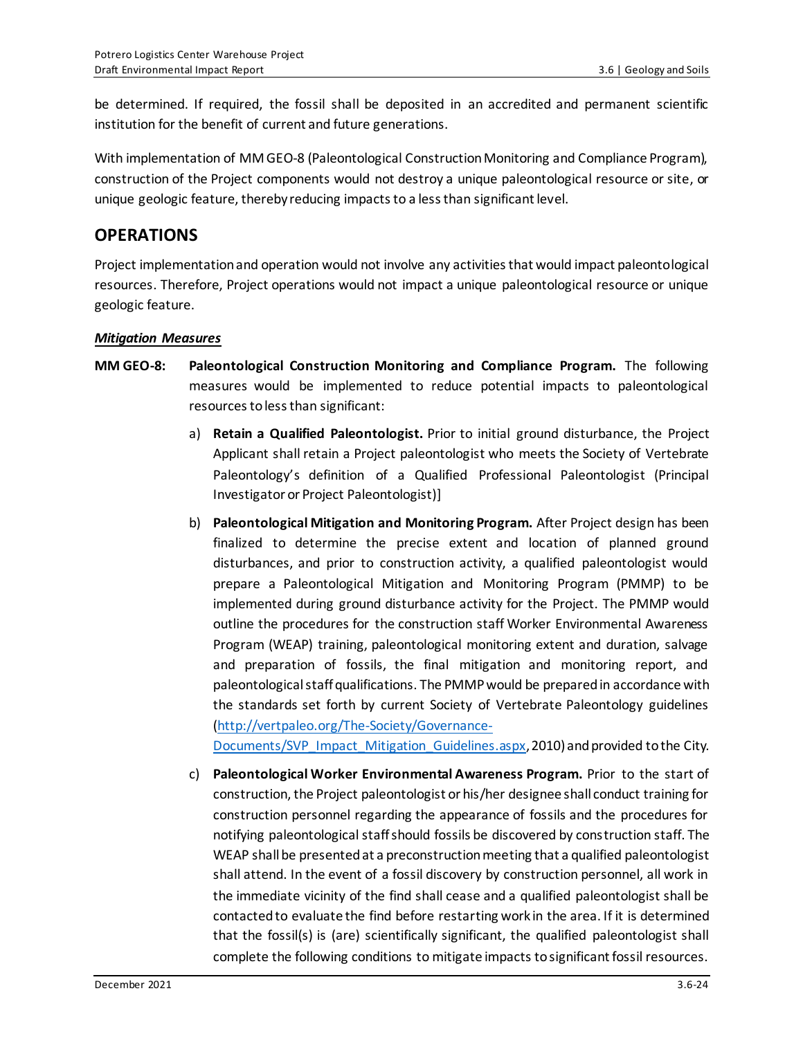be determined. If required, the fossil shall be deposited in an accredited and permanent scientific institution for the benefit of current and future generations.

With implementation of MM GEO-8 (Paleontological Construction Monitoring and Compliance Program), construction of the Project components would not destroy a unique paleontological resource or site, or unique geologic feature, thereby reducing impacts to a less than significant level.

## OPERATIONS

Project implementation and operation would not involve any activities that would impact paleontological resources. Therefore, Project operations would not impact a unique paleontological resource or unique geologic feature.

***Mitigation Measures***

**MM GEO-8:** **Paleontological Construction Monitoring and Compliance Program.** The following measures would be implemented to reduce potential impacts to paleontological resources to less than significant:

a) **Retain a Qualified Paleontologist.** Prior to initial ground disturbance, the Project Applicant shall retain a Project paleontologist who meets the Society of Vertebrate Paleontology's definition of a Qualified Professional Paleontologist (Principal Investigator or Project Paleontologist)]

b) **Paleontological Mitigation and Monitoring Program.** After Project design has been finalized to determine the precise extent and location of planned ground disturbances, and prior to construction activity, a qualified paleontologist would prepare a Paleontological Mitigation and Monitoring Program (PMMP) to be implemented during ground disturbance activity for the Project. The PMMP would outline the procedures for the construction staff Worker Environmental Awareness Program (WEAP) training, paleontological monitoring extent and duration, salvage and preparation of fossils, the final mitigation and monitoring report, and paleontological staff qualifications. The PMMP would be prepared in accordance with the standards set forth by current Society of Vertebrate Paleontology guidelines (http://vertpaleo.org/The-Society/Governance-Documents/SVP_Impact_Mitigation_Guidelines.aspx, 2010) and provided to the City.

c) **Paleontological Worker Environmental Awareness Program.** Prior to the start of construction, the Project paleontologist or his/her designee shall conduct training for construction personnel regarding the appearance of fossils and the procedures for notifying paleontological staff should fossils be discovered by construction staff. The WEAP shall be presented at a preconstruction meeting that a qualified paleontologist shall attend. In the event of a fossil discovery by construction personnel, all work in the immediate vicinity of the find shall cease and a qualified paleontologist shall be contacted to evaluate the find before restarting work in the area. If it is determined that the fossil(s) is (are) scientifically significant, the qualified paleontologist shall complete the following conditions to mitigate impacts to significant fossil resources.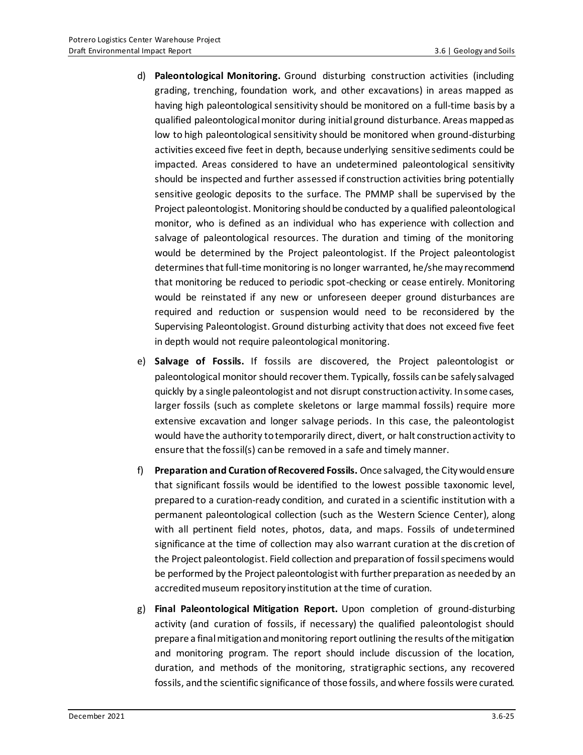d) **Paleontological Monitoring.** Ground disturbing construction activities (including grading, trenching, foundation work, and other excavations) in areas mapped as having high paleontological sensitivity should be monitored on a full-time basis by a qualified paleontological monitor during initial ground disturbance. Areas mapped as low to high paleontological sensitivity should be monitored when ground-disturbing activities exceed five feet in depth, because underlying sensitive sediments could be impacted. Areas considered to have an undetermined paleontological sensitivity should be inspected and further assessed if construction activities bring potentially sensitive geologic deposits to the surface. The PMMP shall be supervised by the Project paleontologist. Monitoring should be conducted by a qualified paleontological monitor, who is defined as an individual who has experience with collection and salvage of paleontological resources. The duration and timing of the monitoring would be determined by the Project paleontologist. If the Project paleontologist determines that full-time monitoring is no longer warranted, he/she may recommend that monitoring be reduced to periodic spot-checking or cease entirely. Monitoring would be reinstated if any new or unforeseen deeper ground disturbances are required and reduction or suspension would need to be reconsidered by the Supervising Paleontologist. Ground disturbing activity that does not exceed five feet in depth would not require paleontological monitoring.

e) **Salvage of Fossils.** If fossils are discovered, the Project paleontologist or paleontological monitor should recover them. Typically, fossils can be safely salvaged quickly by a single paleontologist and not disrupt construction activity. In some cases, larger fossils (such as complete skeletons or large mammal fossils) require more extensive excavation and longer salvage periods. In this case, the paleontologist would have the authority to temporarily direct, divert, or halt construction activity to ensure that the fossil(s) can be removed in a safe and timely manner.

f) **Preparation and Curation of Recovered Fossils.** Once salvaged, the City would ensure that significant fossils would be identified to the lowest possible taxonomic level, prepared to a curation-ready condition, and curated in a scientific institution with a permanent paleontological collection (such as the Western Science Center), along with all pertinent field notes, photos, data, and maps. Fossils of undetermined significance at the time of collection may also warrant curation at the discretion of the Project paleontologist. Field collection and preparation of fossil specimens would be performed by the Project paleontologist with further preparation as needed by an accredited museum repository institution at the time of curation.

g) **Final Paleontological Mitigation Report.** Upon completion of ground-disturbing activity (and curation of fossils, if necessary) the qualified paleontologist should prepare a final mitigation and monitoring report outlining the results of the mitigation and monitoring program. The report should include discussion of the location, duration, and methods of the monitoring, stratigraphic sections, any recovered fossils, and the scientific significance of those fossils, and where fossils were curated.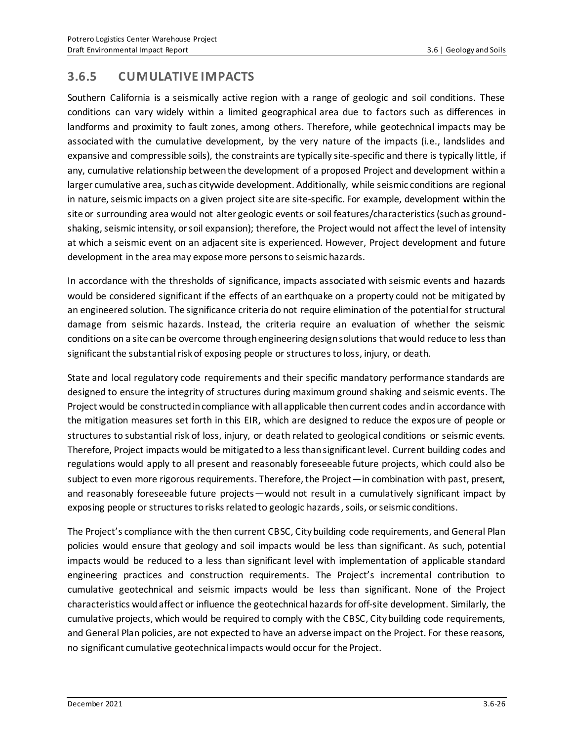## 3.6.5 CUMULATIVE IMPACTS

Southern California is a seismically active region with a range of geologic and soil conditions. These conditions can vary widely within a limited geographical area due to factors such as differences in landforms and proximity to fault zones, among others. Therefore, while geotechnical impacts may be associated with the cumulative development, by the very nature of the impacts (i.e., landslides and expansive and compressible soils), the constraints are typically site-specific and there is typically little, if any, cumulative relationship between the development of a proposed Project and development within a larger cumulative area, such as citywide development. Additionally, while seismic conditions are regional in nature, seismic impacts on a given project site are site-specific. For example, development within the site or surrounding area would not alter geologic events or soil features/characteristics (such as ground-shaking, seismic intensity, or soil expansion); therefore, the Project would not affect the level of intensity at which a seismic event on an adjacent site is experienced. However, Project development and future development in the area may expose more persons to seismic hazards.

In accordance with the thresholds of significance, impacts associated with seismic events and hazards would be considered significant if the effects of an earthquake on a property could not be mitigated by an engineered solution. The significance criteria do not require elimination of the potential for structural damage from seismic hazards. Instead, the criteria require an evaluation of whether the seismic conditions on a site can be overcome through engineering design solutions that would reduce to less than significant the substantial risk of exposing people or structures to loss, injury, or death.

State and local regulatory code requirements and their specific mandatory performance standards are designed to ensure the integrity of structures during maximum ground shaking and seismic events. The Project would be constructed in compliance with all applicable then current codes and in accordance with the mitigation measures set forth in this EIR, which are designed to reduce the exposure of people or structures to substantial risk of loss, injury, or death related to geological conditions or seismic events. Therefore, Project impacts would be mitigated to a less than significant level. Current building codes and regulations would apply to all present and reasonably foreseeable future projects, which could also be subject to even more rigorous requirements. Therefore, the Project—in combination with past, present, and reasonably foreseeable future projects—would not result in a cumulatively significant impact by exposing people or structures to risks related to geologic hazards, soils, or seismic conditions.

The Project's compliance with the then current CBSC, City building code requirements, and General Plan policies would ensure that geology and soil impacts would be less than significant. As such, potential impacts would be reduced to a less than significant level with implementation of applicable standard engineering practices and construction requirements. The Project's incremental contribution to cumulative geotechnical and seismic impacts would be less than significant. None of the Project characteristics would affect or influence the geotechnical hazards for off-site development. Similarly, the cumulative projects, which would be required to comply with the CBSC, City building code requirements, and General Plan policies, are not expected to have an adverse impact on the Project. For these reasons, no significant cumulative geotechnical impacts would occur for the Project.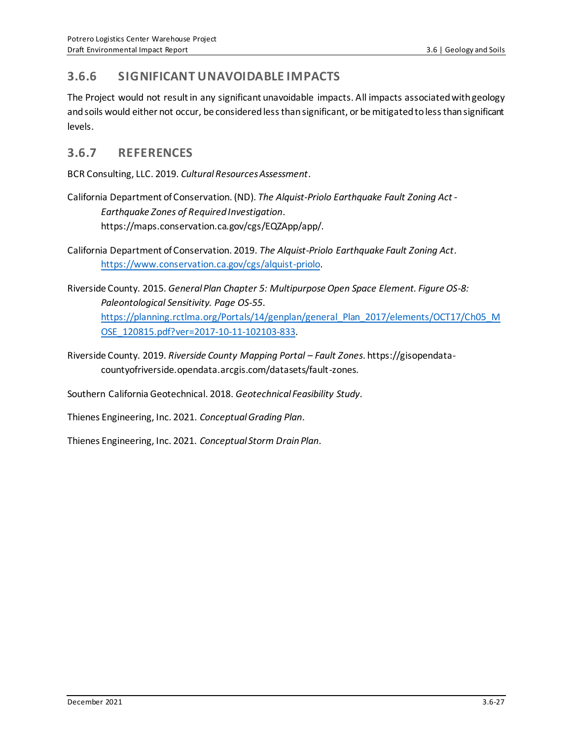## 3.6.6 SIGNIFICANT UNAVOIDABLE IMPACTS

The Project would not result in any significant unavoidable impacts. All impacts associated with geology and soils would either not occur, be considered less than significant, or be mitigated to less than significant levels.

## 3.6.7 REFERENCES

BCR Consulting, LLC. 2019. *Cultural Resources Assessment*.

California Department of Conservation. (ND). *The Alquist-Priolo Earthquake Fault Zoning Act - Earthquake Zones of Required Investigation*. https://maps.conservation.ca.gov/cgs/EQZApp/app/.

California Department of Conservation. 2019. *The Alquist-Priolo Earthquake Fault Zoning Act*. https://www.conservation.ca.gov/cgs/alquist-priolo.

Riverside County. 2015. *General Plan Chapter 5: Multipurpose Open Space Element. Figure OS-8: Paleontological Sensitivity. Page OS-55*. https://planning.rctlma.org/Portals/14/genplan/general_Plan_2017/elements/OCT17/Ch05_MOSE_120815.pdf?ver=2017-10-11-102103-833.

Riverside County. 2019. *Riverside County Mapping Portal – Fault Zones*. https://gisopendata-countyofriverside.opendata.arcgis.com/datasets/fault-zones.

Southern California Geotechnical. 2018. *Geotechnical Feasibility Study*.

Thienes Engineering, Inc. 2021. *Conceptual Grading Plan*.

Thienes Engineering, Inc. 2021. *Conceptual Storm Drain Plan*.